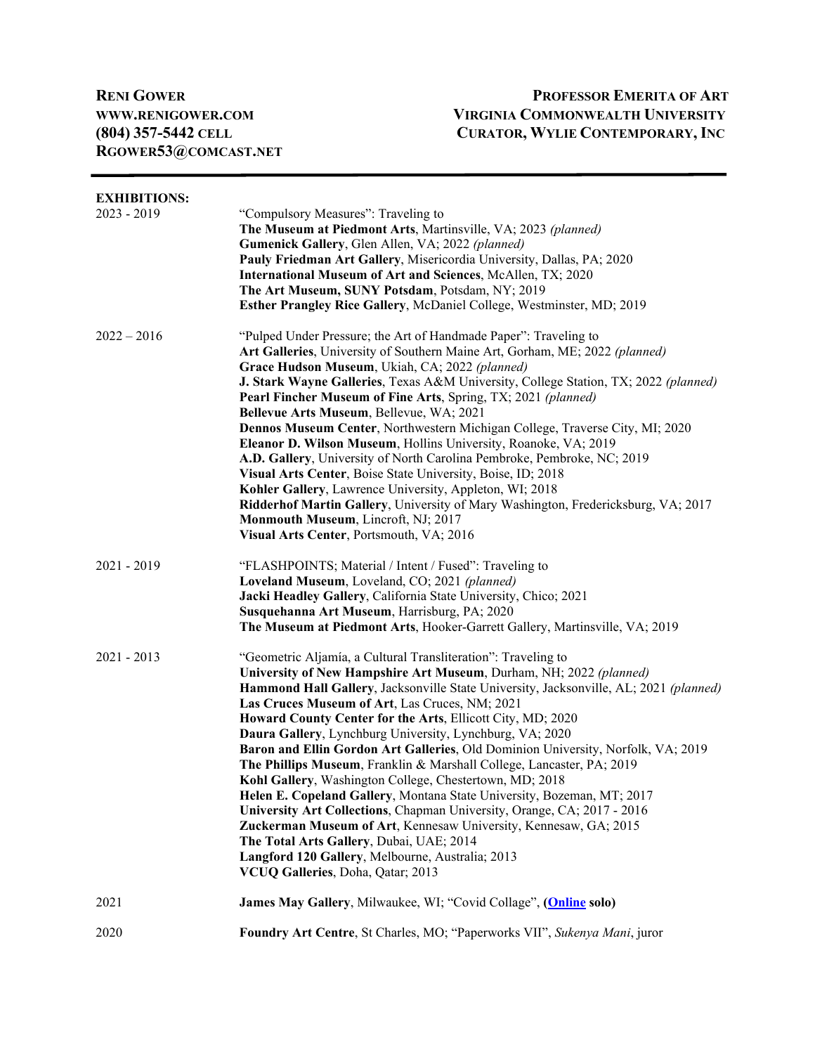**Reni Gower**
**www.renigower.com**
**(804) 357-5442 cell**
**rgower53@comcast.net**

**Professor Emerita of Art**
**Virginia Commonwealth University**
**Curator, Wylie Contemporary, Inc**

---

## EXHIBITIONS:

2023 - 2019
"Compulsory Measures": Traveling to
**The Museum at Piedmont Arts**, Martinsville, VA; 2023 *(planned)*
**Gumenick Gallery**, Glen Allen, VA; 2022 *(planned)*
**Pauly Friedman Art Gallery**, Misericordia University, Dallas, PA; 2020
**International Museum of Art and Sciences**, McAllen, TX; 2020
**The Art Museum, SUNY Potsdam**, Potsdam, NY; 2019
**Esther Prangley Rice Gallery**, McDaniel College, Westminster, MD; 2019

2022 – 2016
"Pulped Under Pressure; the Art of Handmade Paper": Traveling to
**Art Galleries**, University of Southern Maine Art, Gorham, ME; 2022 *(planned)*
**Grace Hudson Museum**, Ukiah, CA; 2022 *(planned)*
**J. Stark Wayne Galleries**, Texas A&M University, College Station, TX; 2022 *(planned)*
**Pearl Fincher Museum of Fine Arts**, Spring, TX; 2021 *(planned)*
**Bellevue Arts Museum**, Bellevue, WA; 2021
**Dennos Museum Center**, Northwestern Michigan College, Traverse City, MI; 2020
**Eleanor D. Wilson Museum**, Hollins University, Roanoke, VA; 2019
**A.D. Gallery**, University of North Carolina Pembroke, Pembroke, NC; 2019
**Visual Arts Center**, Boise State University, Boise, ID; 2018
**Kohler Gallery**, Lawrence University, Appleton, WI; 2018
**Ridderhof Martin Gallery**, University of Mary Washington, Fredericksburg, VA; 2017
**Monmouth Museum**, Lincroft, NJ; 2017
**Visual Arts Center**, Portsmouth, VA; 2016

2021 - 2019
"FLASHPOINTS; Material / Intent / Fused": Traveling to
**Loveland Museum**, Loveland, CO; 2021 *(planned)*
**Jacki Headley Gallery**, California State University, Chico; 2021
**Susquehanna Art Museum**, Harrisburg, PA; 2020
**The Museum at Piedmont Arts**, Hooker-Garrett Gallery, Martinsville, VA; 2019

2021 - 2013
"Geometric Aljamía, a Cultural Transliteration": Traveling to
**University of New Hampshire Art Museum**, Durham, NH; 2022 *(planned)*
**Hammond Hall Gallery**, Jacksonville State University, Jacksonville, AL; 2021 *(planned)*
**Las Cruces Museum of Art**, Las Cruces, NM; 2021
**Howard County Center for the Arts**, Ellicott City, MD; 2020
**Daura Gallery**, Lynchburg University, Lynchburg, VA; 2020
**Baron and Ellin Gordon Art Galleries**, Old Dominion University, Norfolk, VA; 2019
**The Phillips Museum**, Franklin & Marshall College, Lancaster, PA; 2019
**Kohl Gallery**, Washington College, Chestertown, MD; 2018
**Helen E. Copeland Gallery**, Montana State University, Bozeman, MT; 2017
**University Art Collections**, Chapman University, Orange, CA; 2017 - 2016
**Zuckerman Museum of Art**, Kennesaw University, Kennesaw, GA; 2015
**The Total Arts Gallery**, Dubai, UAE; 2014
**Langford 120 Gallery**, Melbourne, Australia; 2013
**VCUQ Galleries**, Doha, Qatar; 2013

2021
**James May Gallery**, Milwaukee, WI; "Covid Collage", **(Online solo)**

2020
**Foundry Art Centre**, St Charles, MO; "Paperworks VII", *Sukenya Mani*, juror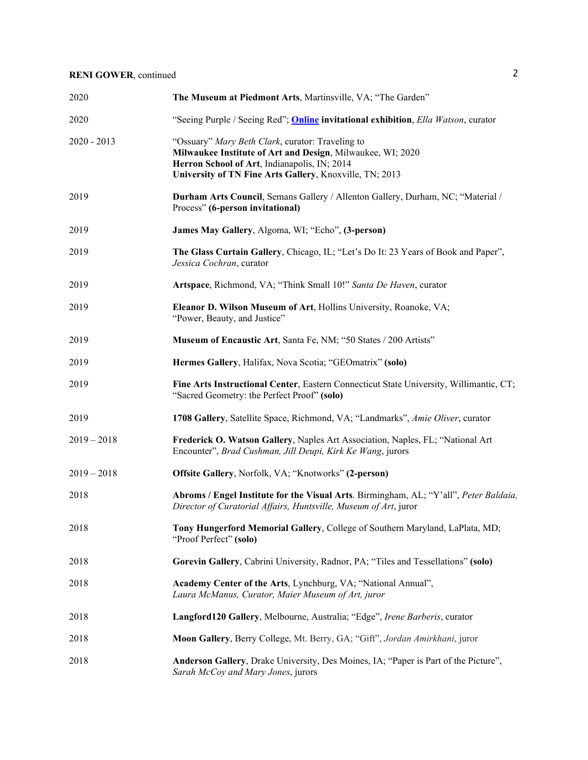| | |
|---|---|
| 2020 | **The Museum at Piedmont Arts**, Martinsville, VA; "The Garden" |
| 2020 | "Seeing Purple / Seeing Red"; **Online invitational exhibition**, *Ella Watson*, curator |
| 2020 - 2013 | "Ossuary" *Mary Beth Clark*, curator: Traveling to<br>**Milwaukee Institute of Art and Design**, Milwaukee, WI; 2020<br>**Herron School of Art**, Indianapolis, IN; 2014<br>**University of TN Fine Arts Gallery**, Knoxville, TN; 2013 |
| 2019 | **Durham Arts Council**, Semans Gallery / Allenton Gallery, Durham, NC; "Material / Process" **(6-person invitational)** |
| 2019 | **James May Gallery**, Algoma, WI; "Echo", **(3-person)** |
| 2019 | **The Glass Curtain Gallery**, Chicago, IL; "Let's Do It: 23 Years of Book and Paper", *Jessica Cochran*, curator |
| 2019 | **Artspace**, Richmond, VA; "Think Small 10!" *Santa De Haven*, curator |
| 2019 | **Eleanor D. Wilson Museum of Art**, Hollins University, Roanoke, VA; "Power, Beauty, and Justice" |
| 2019 | **Museum of Encaustic Art**, Santa Fe, NM; "50 States / 200 Artists" |
| 2019 | **Hermes Gallery**, Halifax, Nova Scotia; "GEOmatrix" **(solo)** |
| 2019 | **Fine Arts Instructional Center**, Eastern Connecticut State University, Willimantic, CT; "Sacred Geometry: the Perfect Proof" **(solo)** |
| 2019 | **1708 Gallery**, Satellite Space, Richmond, VA; "Landmarks", *Amie Oliver*, curator |
| 2019 – 2018 | **Frederick O. Watson Gallery**, Naples Art Association, Naples, FL; "National Art Encounter", *Brad Cushman, Jill Deupi, Kirk Ke Wang*, jurors |
| 2019 – 2018 | **Offsite Gallery**, Norfolk, VA; "Knotworks" **(2-person)** |
| 2018 | **Abroms / Engel Institute for the Visual Arts**. Birmingham, AL; "Y'all", *Peter Baldaia, Director of Curatorial Affairs, Huntsville, Museum of Art*, juror |
| 2018 | **Tony Hungerford Memorial Gallery**, College of Southern Maryland, LaPlata, MD; "Proof Perfect" **(solo)** |
| 2018 | **Gorevin Gallery**, Cabrini University, Radnor, PA; "Tiles and Tessellations" **(solo)** |
| 2018 | **Academy Center of the Arts**, Lynchburg, VA; "National Annual", *Laura McManus, Curator, Maier Museum of Art, juror* |
| 2018 | **Langford120 Gallery**, Melbourne, Australia; "Edge", *Irene Barberis*, curator |
| 2018 | **Moon Gallery**, Berry College, Mt. Berry, GA; "Gift", *Jordan Amirkhani*, juror |
| 2018 | **Anderson Gallery**, Drake University, Des Moines, IA; "Paper is Part of the Picture", *Sarah McCoy and Mary Jones*, jurors |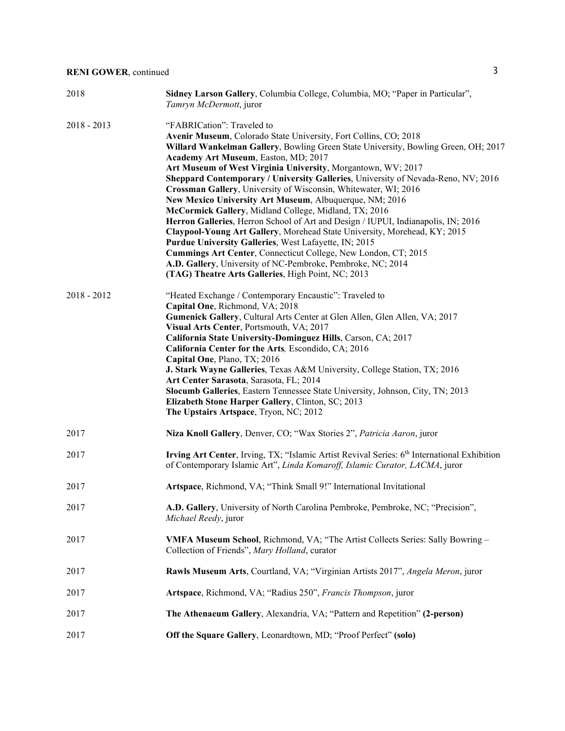| | |
|---|---|
| 2018 | **Sidney Larson Gallery**, Columbia College, Columbia, MO; "Paper in Particular", *Tamryn McDermott*, juror |
| 2018 - 2013 | "FABRICation": Traveled to<br>**Avenir Museum**, Colorado State University, Fort Collins, CO; 2018<br>**Willard Wankelman Gallery**, Bowling Green State University, Bowling Green, OH; 2017<br>**Academy Art Museum**, Easton, MD; 2017<br>**Art Museum of West Virginia University**, Morgantown, WV; 2017<br>**Sheppard Contemporary / University Galleries**, University of Nevada-Reno, NV; 2016<br>**Crossman Gallery**, University of Wisconsin, Whitewater, WI; 2016<br>**New Mexico University Art Museum**, Albuquerque, NM; 2016<br>**McCormick Gallery**, Midland College, Midland, TX; 2016<br>**Herron Galleries**, Herron School of Art and Design / IUPUI, Indianapolis, IN; 2016<br>**Claypool-Young Art Gallery**, Morehead State University, Morehead, KY; 2015<br>**Purdue University Galleries**, West Lafayette, IN; 2015<br>**Cummings Art Center**, Connecticut College, New London, CT; 2015<br>**A.D. Gallery**, University of NC-Pembroke, Pembroke, NC; 2014<br>**(TAG) Theatre Arts Galleries**, High Point, NC; 2013 |
| 2018 - 2012 | "Heated Exchange / Contemporary Encaustic": Traveled to<br>**Capital One**, Richmond, VA; 2018<br>**Gumenick Gallery**, Cultural Arts Center at Glen Allen, Glen Allen, VA; 2017<br>**Visual Arts Center**, Portsmouth, VA; 2017<br>**California State University-Dominguez Hills**, Carson, CA; 2017<br>**California Center for the Arts***,* Escondido, CA; 2016<br>**Capital One**, Plano, TX; 2016<br>**J. Stark Wayne Galleries**, Texas A&M University, College Station, TX; 2016<br>**Art Center Sarasota**, Sarasota, FL; 2014<br>**Slocumb Galleries**, Eastern Tennessee State University, Johnson, City, TN; 2013<br>**Elizabeth Stone Harper Gallery**, Clinton, SC; 2013<br>**The Upstairs Artspace**, Tryon, NC; 2012 |
| 2017 | **Niza Knoll Gallery**, Denver, CO; "Wax Stories 2", *Patricia Aaron*, juror |
| 2017 | **Irving Art Center**, Irving, TX; "Islamic Artist Revival Series: 6th International Exhibition of Contemporary Islamic Art", *Linda Komaroff, Islamic Curator, LACMA*, juror |
| 2017 | **Artspace**, Richmond, VA; "Think Small 9!" International Invitational |
| 2017 | **A.D. Gallery**, University of North Carolina Pembroke, Pembroke, NC; "Precision", *Michael Reedy*, juror |
| 2017 | **VMFA Museum School**, Richmond, VA; "The Artist Collects Series: Sally Bowring – Collection of Friends", *Mary Holland*, curator |
| 2017 | **Rawls Museum Arts**, Courtland, VA; "Virginian Artists 2017", *Angela Meron*, juror |
| 2017 | **Artspace**, Richmond, VA; "Radius 250", *Francis Thompson*, juror |
| 2017 | **The Athenaeum Gallery**, Alexandria, VA; "Pattern and Repetition" **(2-person)** |
| 2017 | **Off the Square Gallery**, Leonardtown, MD; "Proof Perfect" **(solo)** |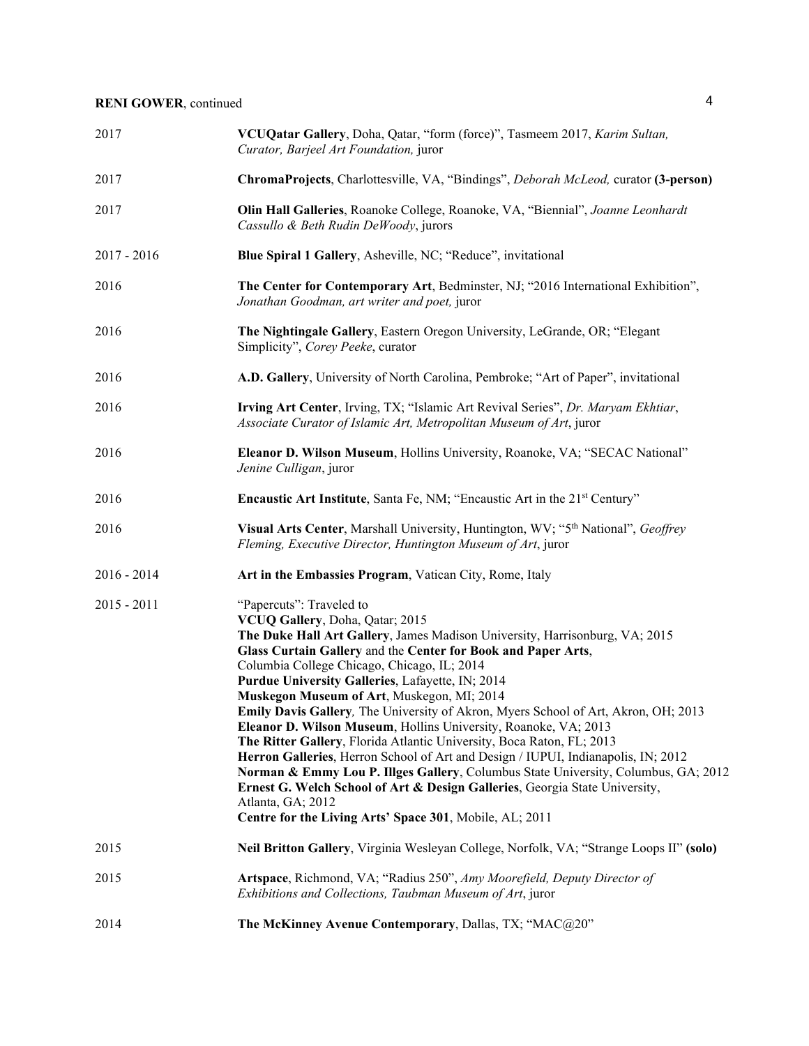| | |
|---|---|
| 2017 | **VCUQatar Gallery**, Doha, Qatar, "form (force)", Tasmeem 2017, *Karim Sultan, Curator, Barjeel Art Foundation,* juror |
| 2017 | **ChromaProjects**, Charlottesville, VA, "Bindings", *Deborah McLeod,* curator **(3-person)** |
| 2017 | **Olin Hall Galleries**, Roanoke College, Roanoke, VA, "Biennial", *Joanne Leonhardt Cassullo & Beth Rudin DeWoody*, jurors |
| 2017 - 2016 | **Blue Spiral 1 Gallery**, Asheville, NC; "Reduce", invitational |
| 2016 | **The Center for Contemporary Art**, Bedminster, NJ; "2016 International Exhibition", *Jonathan Goodman, art writer and poet,* juror |
| 2016 | **The Nightingale Gallery**, Eastern Oregon University, LeGrande, OR; "Elegant Simplicity", *Corey Peeke*, curator |
| 2016 | **A.D. Gallery**, University of North Carolina, Pembroke; "Art of Paper", invitational |
| 2016 | **Irving Art Center**, Irving, TX; "Islamic Art Revival Series", *Dr. Maryam Ekhtiar, Associate Curator of Islamic Art, Metropolitan Museum of Art*, juror |
| 2016 | **Eleanor D. Wilson Museum**, Hollins University, Roanoke, VA; "SECAC National" *Jenine Culligan*, juror |
| 2016 | **Encaustic Art Institute**, Santa Fe, NM; "Encaustic Art in the 21st Century" |
| 2016 | **Visual Arts Center**, Marshall University, Huntington, WV; "5th National", *Geoffrey Fleming, Executive Director, Huntington Museum of Art*, juror |
| 2016 - 2014 | **Art in the Embassies Program**, Vatican City, Rome, Italy |
| 2015 - 2011 | "Papercuts": Traveled to<br>**VCUQ Gallery**, Doha, Qatar; 2015<br>**The Duke Hall Art Gallery**, James Madison University, Harrisonburg, VA; 2015<br>**Glass Curtain Gallery** and the **Center for Book and Paper Arts**, Columbia College Chicago, Chicago, IL; 2014<br>**Purdue University Galleries**, Lafayette, IN; 2014<br>**Muskegon Museum of Art**, Muskegon, MI; 2014<br>**Emily Davis Gallery***,* The University of Akron, Myers School of Art, Akron, OH; 2013<br>**Eleanor D. Wilson Museum**, Hollins University, Roanoke, VA; 2013<br>**The Ritter Gallery**, Florida Atlantic University, Boca Raton, FL; 2013<br>**Herron Galleries**, Herron School of Art and Design / IUPUI, Indianapolis, IN; 2012<br>**Norman & Emmy Lou P. Illges Gallery**, Columbus State University, Columbus, GA; 2012<br>**Ernest G. Welch School of Art & Design Galleries**, Georgia State University, Atlanta, GA; 2012<br>**Centre for the Living Arts' Space 301**, Mobile, AL; 2011 |
| 2015 | **Neil Britton Gallery**, Virginia Wesleyan College, Norfolk, VA; "Strange Loops II" **(solo)** |
| 2015 | **Artspace**, Richmond, VA; "Radius 250", *Amy Moorefield, Deputy Director of Exhibitions and Collections, Taubman Museum of Art*, juror |
| 2014 | **The McKinney Avenue Contemporary**, Dallas, TX; "MAC@20" |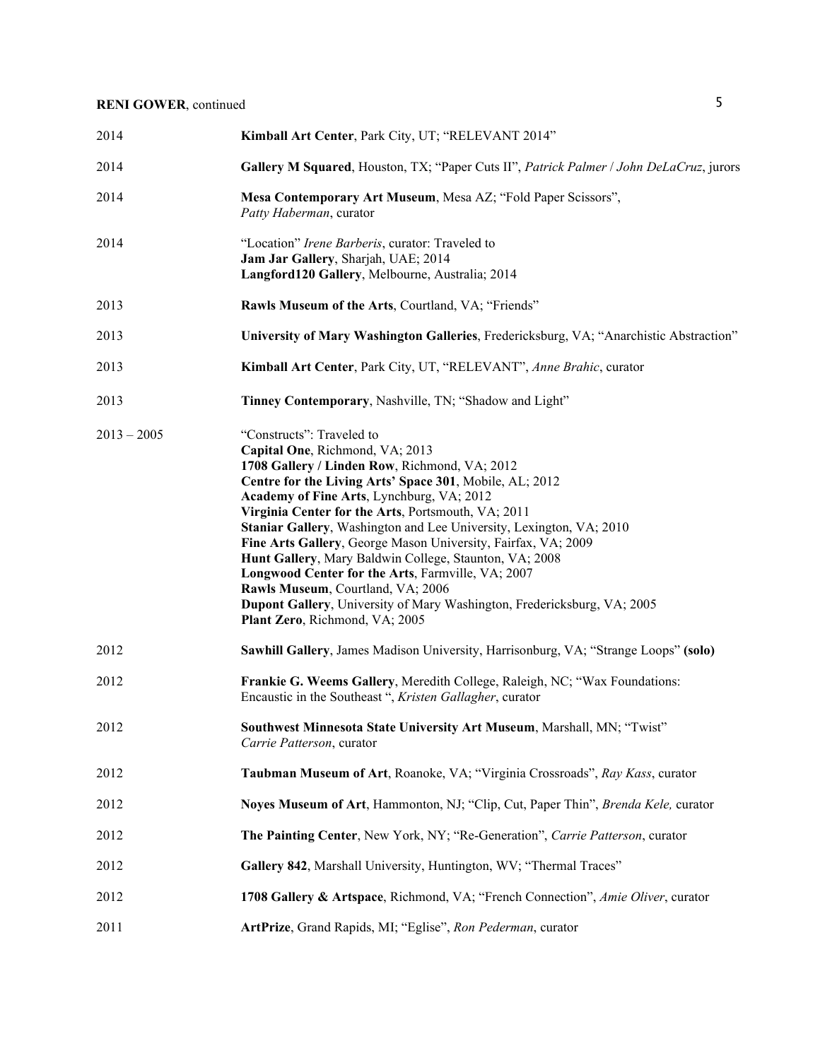| | |
|---|---|
| 2014 | **Kimball Art Center**, Park City, UT; "RELEVANT 2014" |
| 2014 | **Gallery M Squared**, Houston, TX; "Paper Cuts II", *Patrick Palmer* / *John DeLaCruz*, jurors |
| 2014 | **Mesa Contemporary Art Museum**, Mesa AZ; "Fold Paper Scissors", *Patty Haberman*, curator |
| 2014 | "Location" *Irene Barberis*, curator: Traveled to<br>**Jam Jar Gallery**, Sharjah, UAE; 2014<br>**Langford120 Gallery**, Melbourne, Australia; 2014 |
| 2013 | **Rawls Museum of the Arts**, Courtland, VA; "Friends" |
| 2013 | **University of Mary Washington Galleries**, Fredericksburg, VA; "Anarchistic Abstraction" |
| 2013 | **Kimball Art Center**, Park City, UT, "RELEVANT", *Anne Brahic*, curator |
| 2013 | **Tinney Contemporary**, Nashville, TN; "Shadow and Light" |
| 2013 – 2005 | "Constructs": Traveled to<br>**Capital One**, Richmond, VA; 2013<br>**1708 Gallery / Linden Row**, Richmond, VA; 2012<br>**Centre for the Living Arts' Space 301**, Mobile, AL; 2012<br>**Academy of Fine Arts**, Lynchburg, VA; 2012<br>**Virginia Center for the Arts**, Portsmouth, VA; 2011<br>**Staniar Gallery**, Washington and Lee University, Lexington, VA; 2010<br>**Fine Arts Gallery**, George Mason University, Fairfax, VA; 2009<br>**Hunt Gallery**, Mary Baldwin College, Staunton, VA; 2008<br>**Longwood Center for the Arts**, Farmville, VA; 2007<br>**Rawls Museum**, Courtland, VA; 2006<br>**Dupont Gallery**, University of Mary Washington, Fredericksburg, VA; 2005<br>**Plant Zero**, Richmond, VA; 2005 |
| 2012 | **Sawhill Gallery**, James Madison University, Harrisonburg, VA; "Strange Loops" **(solo)** |
| 2012 | **Frankie G. Weems Gallery**, Meredith College, Raleigh, NC; "Wax Foundations: Encaustic in the Southeast ", *Kristen Gallagher*, curator |
| 2012 | **Southwest Minnesota State University Art Museum**, Marshall, MN; "Twist" *Carrie Patterson*, curator |
| 2012 | **Taubman Museum of Art**, Roanoke, VA; "Virginia Crossroads", *Ray Kass*, curator |
| 2012 | **Noyes Museum of Art**, Hammonton, NJ; "Clip, Cut, Paper Thin", *Brenda Kele,* curator |
| 2012 | **The Painting Center**, New York, NY; "Re-Generation", *Carrie Patterson*, curator |
| 2012 | **Gallery 842**, Marshall University, Huntington, WV; "Thermal Traces" |
| 2012 | **1708 Gallery & Artspace**, Richmond, VA; "French Connection", *Amie Oliver*, curator |
| 2011 | **ArtPrize**, Grand Rapids, MI; "Eglise", *Ron Pederman*, curator |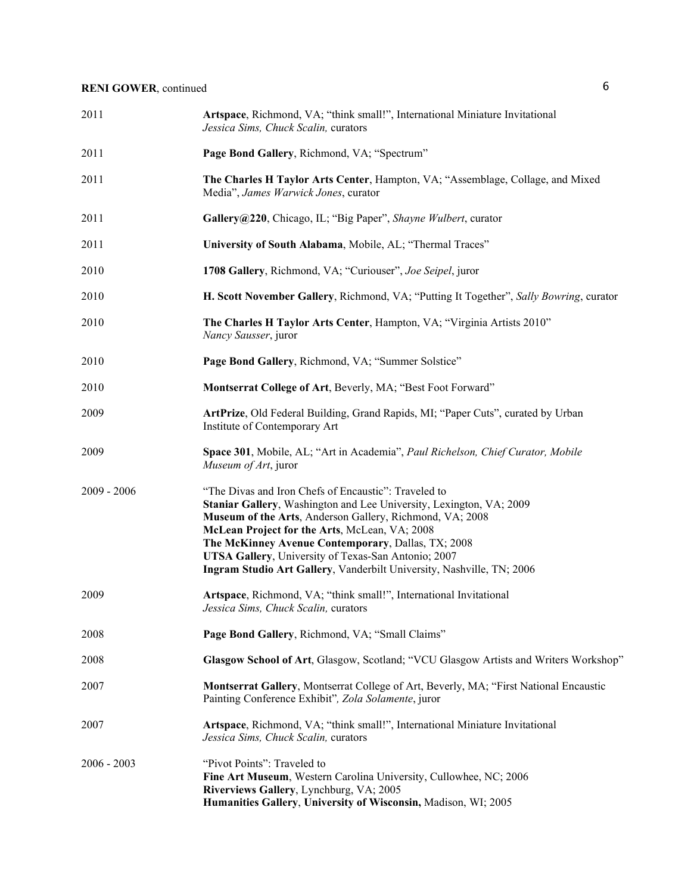| | |
|---|---|
| 2011 | **Artspace**, Richmond, VA; "think small!", International Miniature Invitational *Jessica Sims, Chuck Scalin,* curators |
| 2011 | **Page Bond Gallery**, Richmond, VA; "Spectrum" |
| 2011 | **The Charles H Taylor Arts Center**, Hampton, VA; "Assemblage, Collage, and Mixed Media", *James Warwick Jones*, curator |
| 2011 | **Gallery@220**, Chicago, IL; "Big Paper", *Shayne Wulbert*, curator |
| 2011 | **University of South Alabama**, Mobile, AL; "Thermal Traces" |
| 2010 | **1708 Gallery**, Richmond, VA; "Curiouser", *Joe Seipel*, juror |
| 2010 | **H. Scott November Gallery**, Richmond, VA; "Putting It Together", *Sally Bowring*, curator |
| 2010 | **The Charles H Taylor Arts Center**, Hampton, VA; "Virginia Artists 2010" *Nancy Sausser*, juror |
| 2010 | **Page Bond Gallery**, Richmond, VA; "Summer Solstice" |
| 2010 | **Montserrat College of Art**, Beverly, MA; "Best Foot Forward" |
| 2009 | **ArtPrize**, Old Federal Building, Grand Rapids, MI; "Paper Cuts", curated by Urban Institute of Contemporary Art |
| 2009 | **Space 301**, Mobile, AL; "Art in Academia", *Paul Richelson, Chief Curator, Mobile Museum of Art*, juror |
| 2009 - 2006 | "The Divas and Iron Chefs of Encaustic": Traveled to<br>**Staniar Gallery**, Washington and Lee University, Lexington, VA; 2009<br>**Museum of the Arts**, Anderson Gallery, Richmond, VA; 2008<br>**McLean Project for the Arts**, McLean, VA; 2008<br>**The McKinney Avenue Contemporary**, Dallas, TX; 2008<br>**UTSA Gallery**, University of Texas-San Antonio; 2007<br>**Ingram Studio Art Gallery**, Vanderbilt University, Nashville, TN; 2006 |
| 2009 | **Artspace**, Richmond, VA; "think small!", International Invitational *Jessica Sims, Chuck Scalin,* curators |
| 2008 | **Page Bond Gallery**, Richmond, VA; "Small Claims" |
| 2008 | **Glasgow School of Art**, Glasgow, Scotland; "VCU Glasgow Artists and Writers Workshop" |
| 2007 | **Montserrat Gallery**, Montserrat College of Art, Beverly, MA; "First National Encaustic Painting Conference Exhibit"*, Zola Solamente*, juror |
| 2007 | **Artspace**, Richmond, VA; "think small!", International Miniature Invitational *Jessica Sims, Chuck Scalin,* curators |
| 2006 - 2003 | "Pivot Points": Traveled to<br>**Fine Art Museum**, Western Carolina University, Cullowhee, NC; 2006<br>**Riverviews Gallery**, Lynchburg, VA; 2005<br>**Humanities Gallery**, **University of Wisconsin,** Madison, WI; 2005 |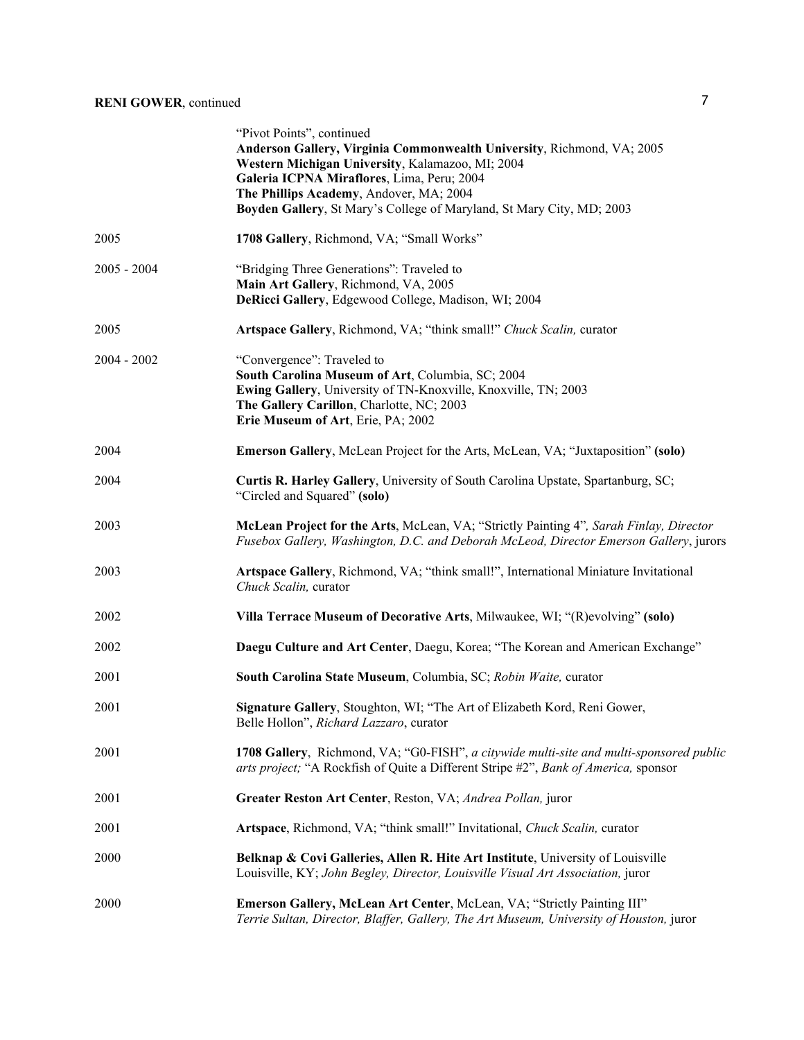"Pivot Points", continued
**Anderson Gallery, Virginia Commonwealth University**, Richmond, VA; 2005
**Western Michigan University**, Kalamazoo, MI; 2004
**Galeria ICPNA Miraflores**, Lima, Peru; 2004
**The Phillips Academy**, Andover, MA; 2004
**Boyden Gallery**, St Mary's College of Maryland, St Mary City, MD; 2003

2005 — **1708 Gallery**, Richmond, VA; "Small Works"

2005 - 2004 — "Bridging Three Generations": Traveled to
**Main Art Gallery**, Richmond, VA, 2005
**DeRicci Gallery**, Edgewood College, Madison, WI; 2004

2005 — **Artspace Gallery**, Richmond, VA; "think small!" *Chuck Scalin,* curator

2004 - 2002 — "Convergence": Traveled to
**South Carolina Museum of Art**, Columbia, SC; 2004
**Ewing Gallery**, University of TN-Knoxville, Knoxville, TN; 2003
**The Gallery Carillon**, Charlotte, NC; 2003
**Erie Museum of Art**, Erie, PA; 2002

2004 — **Emerson Gallery**, McLean Project for the Arts, McLean, VA; "Juxtaposition" **(solo)**

2004 — **Curtis R. Harley Gallery**, University of South Carolina Upstate, Spartanburg, SC; "Circled and Squared" **(solo)**

2003 — **McLean Project for the Arts**, McLean, VA; "Strictly Painting 4"*, Sarah Finlay, Director Fusebox Gallery, Washington, D.C. and Deborah McLeod, Director Emerson Gallery*, jurors

2003 — **Artspace Gallery**, Richmond, VA; "think small!", International Miniature Invitational *Chuck Scalin,* curator

2002 — **Villa Terrace Museum of Decorative Arts**, Milwaukee, WI; "(R)evolving" **(solo)**

2002 — **Daegu Culture and Art Center**, Daegu, Korea; "The Korean and American Exchange"

2001 — **South Carolina State Museum**, Columbia, SC; *Robin Waite,* curator

2001 — **Signature Gallery**, Stoughton, WI; "The Art of Elizabeth Kord, Reni Gower, Belle Hollon", *Richard Lazzaro*, curator

2001 — **1708 Gallery**, Richmond, VA; "G0-FISH", *a citywide multi-site and multi-sponsored public arts project;* "A Rockfish of Quite a Different Stripe #2", *Bank of America,* sponsor

2001 — **Greater Reston Art Center**, Reston, VA; *Andrea Pollan,* juror

2001 — **Artspace**, Richmond, VA; "think small!" Invitational, *Chuck Scalin,* curator

2000 — **Belknap & Covi Galleries, Allen R. Hite Art Institute**, University of Louisville Louisville, KY; *John Begley, Director, Louisville Visual Art Association,* juror

2000 — **Emerson Gallery, McLean Art Center**, McLean, VA; "Strictly Painting III" *Terrie Sultan, Director, Blaffer, Gallery, The Art Museum, University of Houston,* juror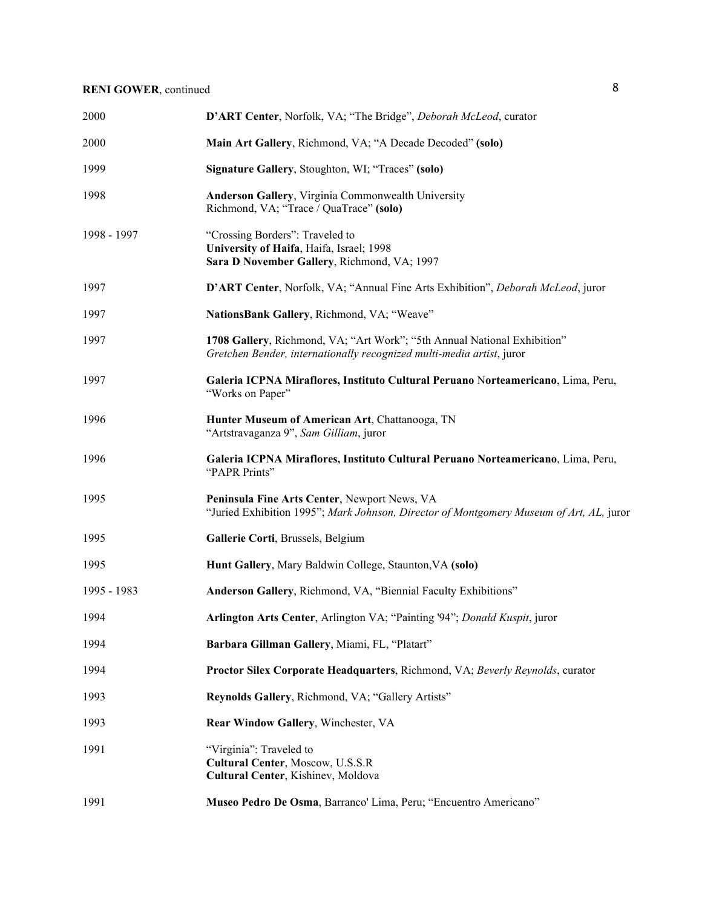| | |
|---|---|
| 2000 | **D'ART Center**, Norfolk, VA; "The Bridge", *Deborah McLeod*, curator |
| 2000 | **Main Art Gallery**, Richmond, VA; "A Decade Decoded" **(solo)** |
| 1999 | **Signature Gallery**, Stoughton, WI; "Traces" **(solo)** |
| 1998 | **Anderson Gallery**, Virginia Commonwealth University<br>Richmond, VA; "Trace / QuaTrace" **(solo)** |
| 1998 - 1997 | "Crossing Borders": Traveled to<br>**University of Haifa**, Haifa, Israel; 1998<br>**Sara D November Gallery**, Richmond, VA; 1997 |
| 1997 | **D'ART Center**, Norfolk, VA; "Annual Fine Arts Exhibition", *Deborah McLeod*, juror |
| 1997 | **NationsBank Gallery**, Richmond, VA; "Weave" |
| 1997 | **1708 Gallery**, Richmond, VA; "Art Work"; "5th Annual National Exhibition"<br>*Gretchen Bender, internationally recognized multi-media artist*, juror |
| 1997 | **Galeria ICPNA Miraflores, Instituto Cultural Peruano Norteamericano**, Lima, Peru,<br>"Works on Paper" |
| 1996 | **Hunter Museum of American Art**, Chattanooga, TN<br>"Artstravaganza 9", *Sam Gilliam*, juror |
| 1996 | **Galeria ICPNA Miraflores, Instituto Cultural Peruano Norteamericano**, Lima, Peru,<br>"PAPR Prints" |
| 1995 | **Peninsula Fine Arts Center**, Newport News, VA<br>"Juried Exhibition 1995"; *Mark Johnson, Director of Montgomery Museum of Art, AL,* juror |
| 1995 | **Gallerie Corti**, Brussels, Belgium |
| 1995 | **Hunt Gallery**, Mary Baldwin College, Staunton,VA **(solo)** |
| 1995 - 1983 | **Anderson Gallery**, Richmond, VA, "Biennial Faculty Exhibitions" |
| 1994 | **Arlington Arts Center**, Arlington VA; "Painting '94"; *Donald Kuspit*, juror |
| 1994 | **Barbara Gillman Gallery**, Miami, FL, "Platart" |
| 1994 | **Proctor Silex Corporate Headquarters**, Richmond, VA; *Beverly Reynolds*, curator |
| 1993 | **Reynolds Gallery**, Richmond, VA; "Gallery Artists" |
| 1993 | **Rear Window Gallery**, Winchester, VA |
| 1991 | "Virginia": Traveled to<br>**Cultural Center**, Moscow, U.S.S.R<br>**Cultural Center**, Kishinev, Moldova |
| 1991 | **Museo Pedro De Osma**, Barranco' Lima, Peru; "Encuentro Americano" |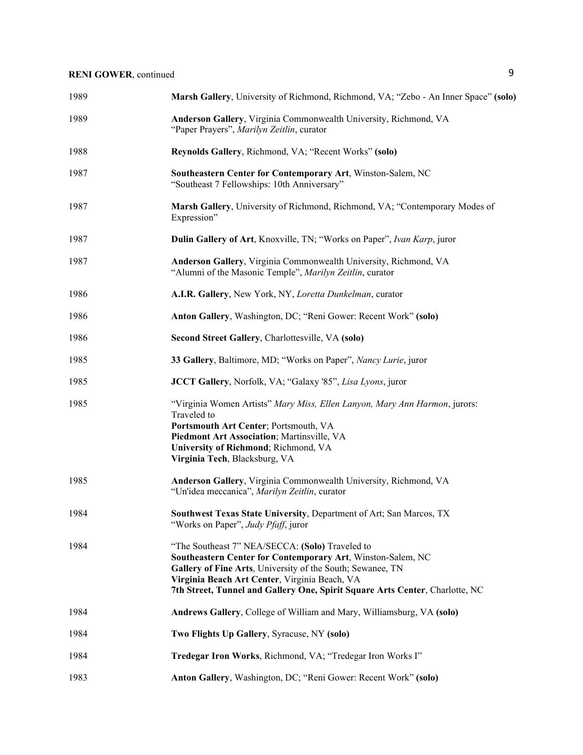| | |
|---|---|
| 1989 | **Marsh Gallery**, University of Richmond, Richmond, VA; “Zebo - An Inner Space” **(solo)** |
| 1989 | **Anderson Gallery**, Virginia Commonwealth University, Richmond, VA<br>“Paper Prayers”, *Marilyn Zeitlin*, curator |
| 1988 | **Reynolds Gallery**, Richmond, VA; “Recent Works” **(solo)** |
| 1987 | **Southeastern Center for Contemporary Art**, Winston-Salem, NC<br>“Southeast 7 Fellowships: 10th Anniversary” |
| 1987 | **Marsh Gallery**, University of Richmond, Richmond, VA; “Contemporary Modes of Expression” |
| 1987 | **Dulin Gallery of Art**, Knoxville, TN; “Works on Paper”, *Ivan Karp*, juror |
| 1987 | **Anderson Gallery**, Virginia Commonwealth University, Richmond, VA<br>“Alumni of the Masonic Temple”, *Marilyn Zeitlin*, curator |
| 1986 | **A.I.R. Gallery**, New York, NY, *Loretta Dunkelman*, curator |
| 1986 | **Anton Gallery**, Washington, DC; “Reni Gower: Recent Work” **(solo)** |
| 1986 | **Second Street Gallery**, Charlottesville, VA **(solo)** |
| 1985 | **33 Gallery**, Baltimore, MD; “Works on Paper”, *Nancy Lurie*, juror |
| 1985 | **JCCT Gallery**, Norfolk, VA; “Galaxy '85”, *Lisa Lyons*, juror |
| 1985 | “Virginia Women Artists” *Mary Miss, Ellen Lanyon, Mary Ann Harmon*, jurors:<br>Traveled to<br>**Portsmouth Art Center**; Portsmouth, VA<br>**Piedmont Art Association**; Martinsville, VA<br>**University of Richmond**; Richmond, VA<br>**Virginia Tech**, Blacksburg, VA |
| 1985 | **Anderson Gallery**, Virginia Commonwealth University, Richmond, VA<br>“Un'idea meccanica”, *Marilyn Zeitlin*, curator |
| 1984 | **Southwest Texas State University**, Department of Art; San Marcos, TX<br>“Works on Paper”, *Judy Pfaff*, juror |
| 1984 | “The Southeast 7” NEA/SECCA: **(Solo)** Traveled to<br>**Southeastern Center for Contemporary Art**, Winston-Salem, NC<br>**Gallery of Fine Arts**, University of the South; Sewanee, TN<br>**Virginia Beach Art Center**, Virginia Beach, VA<br>**7th Street, Tunnel and Gallery One, Spirit Square Arts Center**, Charlotte, NC |
| 1984 | **Andrews Gallery**, College of William and Mary, Williamsburg, VA **(solo)** |
| 1984 | **Two Flights Up Gallery**, Syracuse, NY **(solo)** |
| 1984 | **Tredegar Iron Works**, Richmond, VA; “Tredegar Iron Works I” |
| 1983 | **Anton Gallery**, Washington, DC; “Reni Gower: Recent Work” **(solo)** |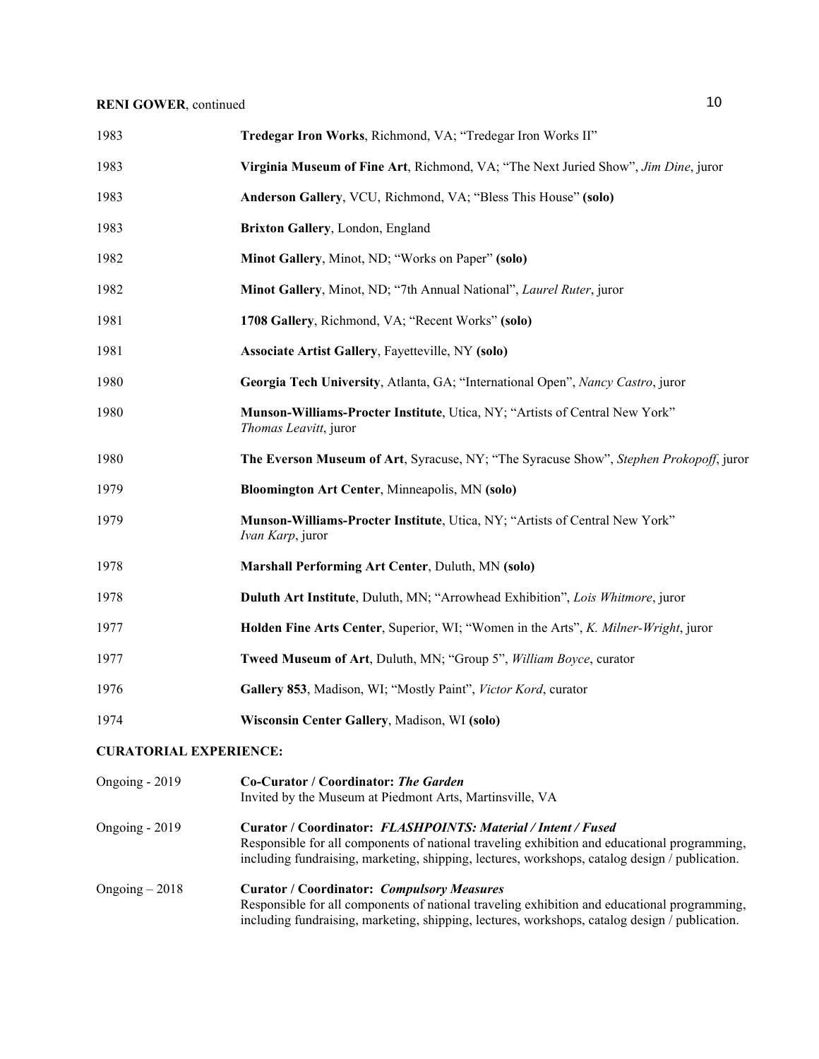1983 **Tredegar Iron Works**, Richmond, VA; "Tredegar Iron Works II"

1983 **Virginia Museum of Fine Art**, Richmond, VA; "The Next Juried Show", *Jim Dine*, juror

1983 **Anderson Gallery**, VCU, Richmond, VA; "Bless This House" **(solo)**

1983 **Brixton Gallery**, London, England

1982 **Minot Gallery**, Minot, ND; "Works on Paper" **(solo)**

1982 **Minot Gallery**, Minot, ND; "7th Annual National", *Laurel Ruter*, juror

1981 **1708 Gallery**, Richmond, VA; "Recent Works" **(solo)**

1981 **Associate Artist Gallery**, Fayetteville, NY **(solo)**

1980 **Georgia Tech University**, Atlanta, GA; "International Open", *Nancy Castro*, juror

1980 **Munson-Williams-Procter Institute**, Utica, NY; "Artists of Central New York" *Thomas Leavitt*, juror

1980 **The Everson Museum of Art**, Syracuse, NY; "The Syracuse Show", *Stephen Prokopoff*, juror

1979 **Bloomington Art Center**, Minneapolis, MN **(solo)**

1979 **Munson-Williams-Procter Institute**, Utica, NY; "Artists of Central New York" *Ivan Karp*, juror

1978 **Marshall Performing Art Center**, Duluth, MN **(solo)**

1978 **Duluth Art Institute**, Duluth, MN; "Arrowhead Exhibition", *Lois Whitmore*, juror

1977 **Holden Fine Arts Center**, Superior, WI; "Women in the Arts", *K. Milner-Wright*, juror

1977 **Tweed Museum of Art**, Duluth, MN; "Group 5", *William Boyce*, curator

1976 **Gallery 853**, Madison, WI; "Mostly Paint", *Victor Kord*, curator

1974 **Wisconsin Center Gallery**, Madison, WI **(solo)**

**CURATORIAL EXPERIENCE:**

Ongoing - 2019 **Co-Curator / Coordinator: *The Garden***
Invited by the Museum at Piedmont Arts, Martinsville, VA

Ongoing - 2019 **Curator / Coordinator: *FLASHPOINTS: Material / Intent / Fused***
Responsible for all components of national traveling exhibition and educational programming, including fundraising, marketing, shipping, lectures, workshops, catalog design / publication.

Ongoing – 2018 **Curator / Coordinator: *Compulsory Measures***
Responsible for all components of national traveling exhibition and educational programming, including fundraising, marketing, shipping, lectures, workshops, catalog design / publication.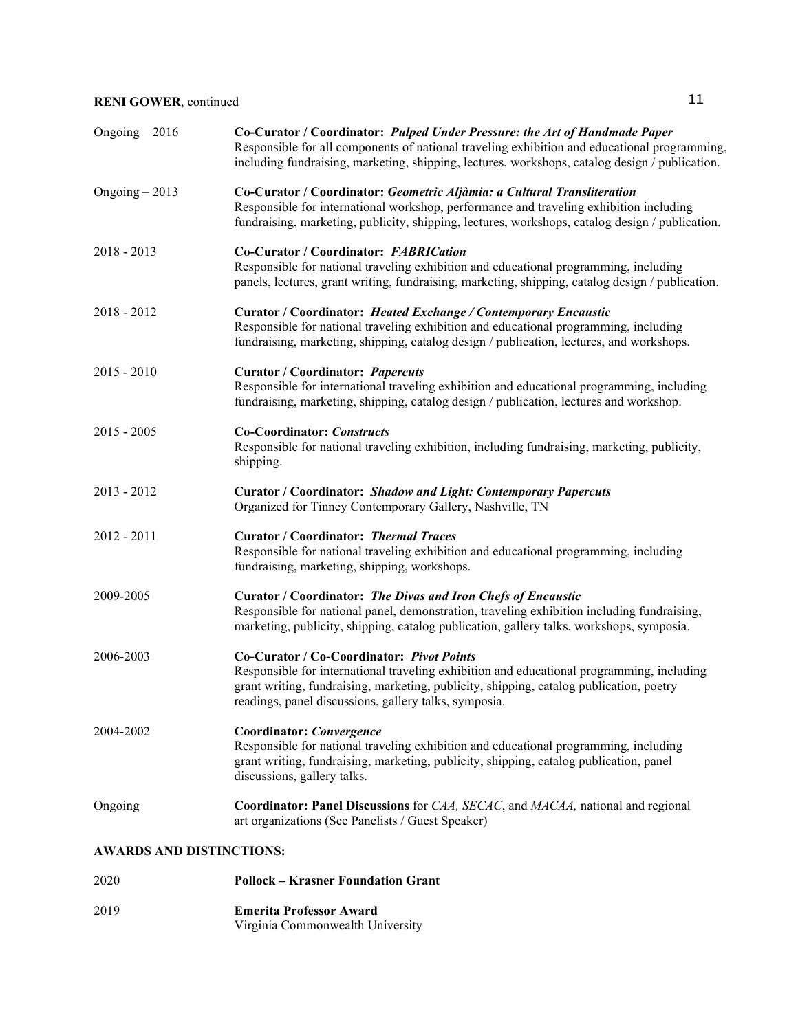Ongoing – 2016 **Co-Curator / Coordinator:** ***Pulped Under Pressure: the Art of Handmade Paper***
Responsible for all components of national traveling exhibition and educational programming, including fundraising, marketing, shipping, lectures, workshops, catalog design / publication.

Ongoing – 2013 **Co-Curator / Coordinator:** ***Geometric Aljàmia: a Cultural Transliteration***
Responsible for international workshop, performance and traveling exhibition including fundraising, marketing, publicity, shipping, lectures, workshops, catalog design / publication.

2018 - 2013 **Co-Curator / Coordinator:** ***FABRICation***
Responsible for national traveling exhibition and educational programming, including panels, lectures, grant writing, fundraising, marketing, shipping, catalog design / publication.

2018 - 2012 **Curator / Coordinator:** ***Heated Exchange / Contemporary Encaustic***
Responsible for national traveling exhibition and educational programming, including fundraising, marketing, shipping, catalog design / publication, lectures, and workshops.

2015 - 2010 **Curator / Coordinator:** ***Papercuts***
Responsible for international traveling exhibition and educational programming, including fundraising, marketing, shipping, catalog design / publication, lectures and workshop.

2015 - 2005 **Co-Coordinator:** ***Constructs***
Responsible for national traveling exhibition, including fundraising, marketing, publicity, shipping.

2013 - 2012 **Curator / Coordinator:** ***Shadow and Light: Contemporary Papercuts***
Organized for Tinney Contemporary Gallery, Nashville, TN

2012 - 2011 **Curator / Coordinator:** ***Thermal Traces***
Responsible for national traveling exhibition and educational programming, including fundraising, marketing, shipping, workshops.

2009-2005 **Curator / Coordinator:** ***The Divas and Iron Chefs of Encaustic***
Responsible for national panel, demonstration, traveling exhibition including fundraising, marketing, publicity, shipping, catalog publication, gallery talks, workshops, symposia.

2006-2003 **Co-Curator / Co-Coordinator:** ***Pivot Points***
Responsible for international traveling exhibition and educational programming, including grant writing, fundraising, marketing, publicity, shipping, catalog publication, poetry readings, panel discussions, gallery talks, symposia.

2004-2002 **Coordinator:** ***Convergence***
Responsible for national traveling exhibition and educational programming, including grant writing, fundraising, marketing, publicity, shipping, catalog publication, panel discussions, gallery talks.

Ongoing **Coordinator: Panel Discussions** for *CAA, SECAC*, and *MACAA,* national and regional art organizations (See Panelists / Guest Speaker)

## AWARDS AND DISTINCTIONS:

2020 **Pollock – Krasner Foundation Grant**

2019 **Emerita Professor Award**
Virginia Commonwealth University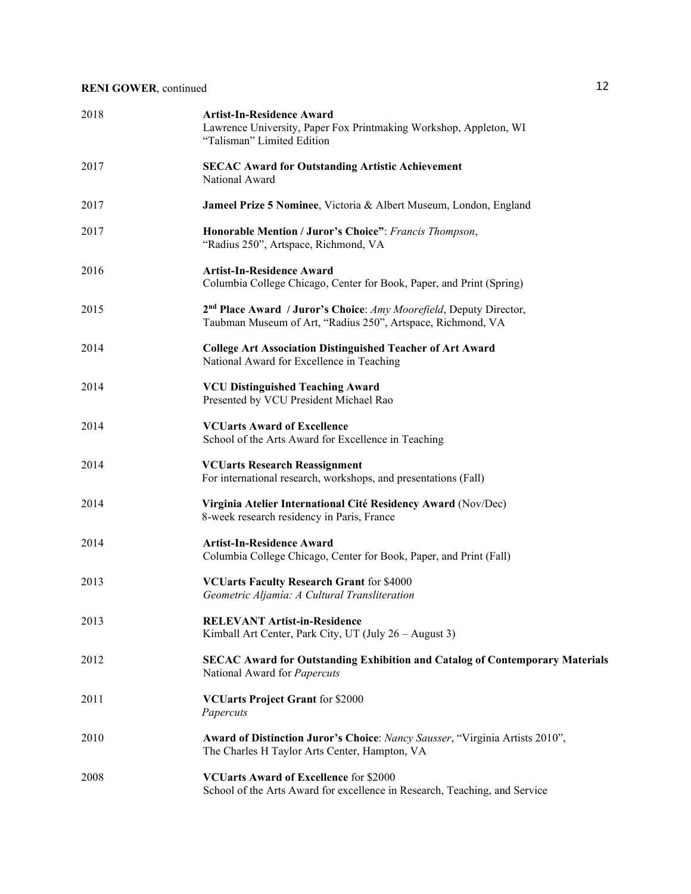2018 **Artist-In-Residence Award**
Lawrence University, Paper Fox Printmaking Workshop, Appleton, WI
"Talisman" Limited Edition

2017 **SECAC Award for Outstanding Artistic Achievement**
National Award

2017 **Jameel Prize 5 Nominee**, Victoria & Albert Museum, London, England

2017 **Honorable Mention / Juror's Choice"**: *Francis Thompson*,
"Radius 250", Artspace, Richmond, VA

2016 **Artist-In-Residence Award**
Columbia College Chicago, Center for Book, Paper, and Print (Spring)

2015 **2nd Place Award / Juror's Choice**: *Amy Moorefield*, Deputy Director,
Taubman Museum of Art, "Radius 250", Artspace, Richmond, VA

2014 **College Art Association Distinguished Teacher of Art Award**
National Award for Excellence in Teaching

2014 **VCU Distinguished Teaching Award**
Presented by VCU President Michael Rao

2014 **VCUarts Award of Excellence**
School of the Arts Award for Excellence in Teaching

2014 **VCUarts Research Reassignment**
For international research, workshops, and presentations (Fall)

2014 **Virginia Atelier International Cité Residency Award** (Nov/Dec)
8-week research residency in Paris, France

2014 **Artist-In-Residence Award**
Columbia College Chicago, Center for Book, Paper, and Print (Fall)

2013 **VCUarts Faculty Research Grant** for $4000
*Geometric Aljamía: A Cultural Transliteration*

2013 **RELEVANT Artist-in-Residence**
Kimball Art Center, Park City, UT (July 26 – August 3)

2012 **SECAC Award for Outstanding Exhibition and Catalog of Contemporary Materials**
National Award for *Papercuts*

2011 **VCUarts Project Grant** for $2000
*Papercuts*

2010 **Award of Distinction Juror's Choice**: *Nancy Sausser*, "Virginia Artists 2010",
The Charles H Taylor Arts Center, Hampton, VA

2008 **VCUarts Award of Excellence** for $2000
School of the Arts Award for excellence in Research, Teaching, and Service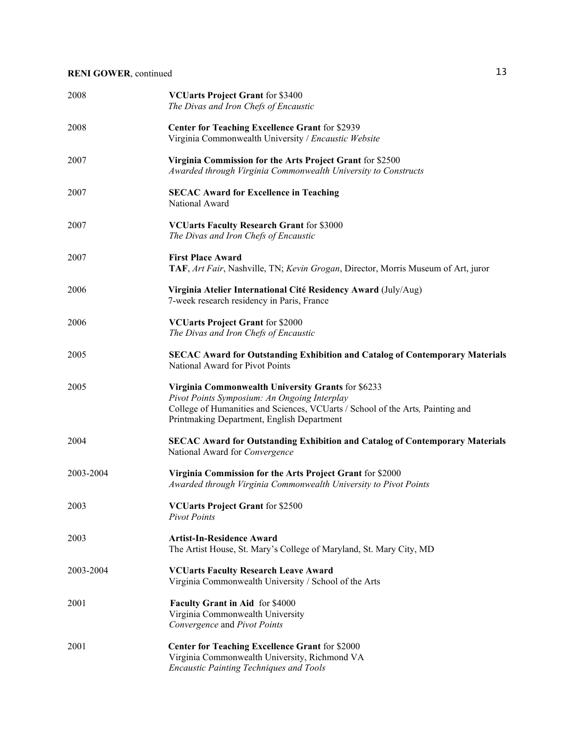2008 **VCUarts Project Grant** for $3400
*The Divas and Iron Chefs of Encaustic*

2008 **Center for Teaching Excellence Grant** for $2939
Virginia Commonwealth University / *Encaustic Website*

2007 **Virginia Commission for the Arts Project Grant** for $2500
*Awarded through Virginia Commonwealth University to Constructs*

2007 **SECAC Award for Excellence in Teaching**
National Award

2007 **VCUarts Faculty Research Grant** for $3000
*The Divas and Iron Chefs of Encaustic*

2007 **First Place Award**
**TAF**, *Art Fair*, Nashville, TN; *Kevin Grogan*, Director, Morris Museum of Art, juror

2006 **Virginia Atelier International Cité Residency Award** (July/Aug)
7-week research residency in Paris, France

2006 **VCUarts Project Grant** for $2000
*The Divas and Iron Chefs of Encaustic*

2005 **SECAC Award for Outstanding Exhibition and Catalog of Contemporary Materials**
National Award for Pivot Points

2005 **Virginia Commonwealth University Grants** for $6233
*Pivot Points Symposium: An Ongoing Interplay*
College of Humanities and Sciences, VCUarts / School of the Arts*,* Painting and Printmaking Department, English Department

2004 **SECAC Award for Outstanding Exhibition and Catalog of Contemporary Materials**
National Award for *Convergence*

2003-2004 **Virginia Commission for the Arts Project Grant** for $2000
*Awarded through Virginia Commonwealth University to Pivot Points*

2003 **VCUarts Project Grant** for $2500
*Pivot Points*

2003 **Artist-In-Residence Award**
The Artist House, St. Mary's College of Maryland, St. Mary City, MD

2003-2004 **VCUarts Faculty Research Leave Award**
Virginia Commonwealth University / School of the Arts

2001 **Faculty Grant in Aid** for $4000
Virginia Commonwealth University
*Convergence* and *Pivot Points*

2001 **Center for Teaching Excellence Grant** for $2000
Virginia Commonwealth University, Richmond VA
*Encaustic Painting Techniques and Tools*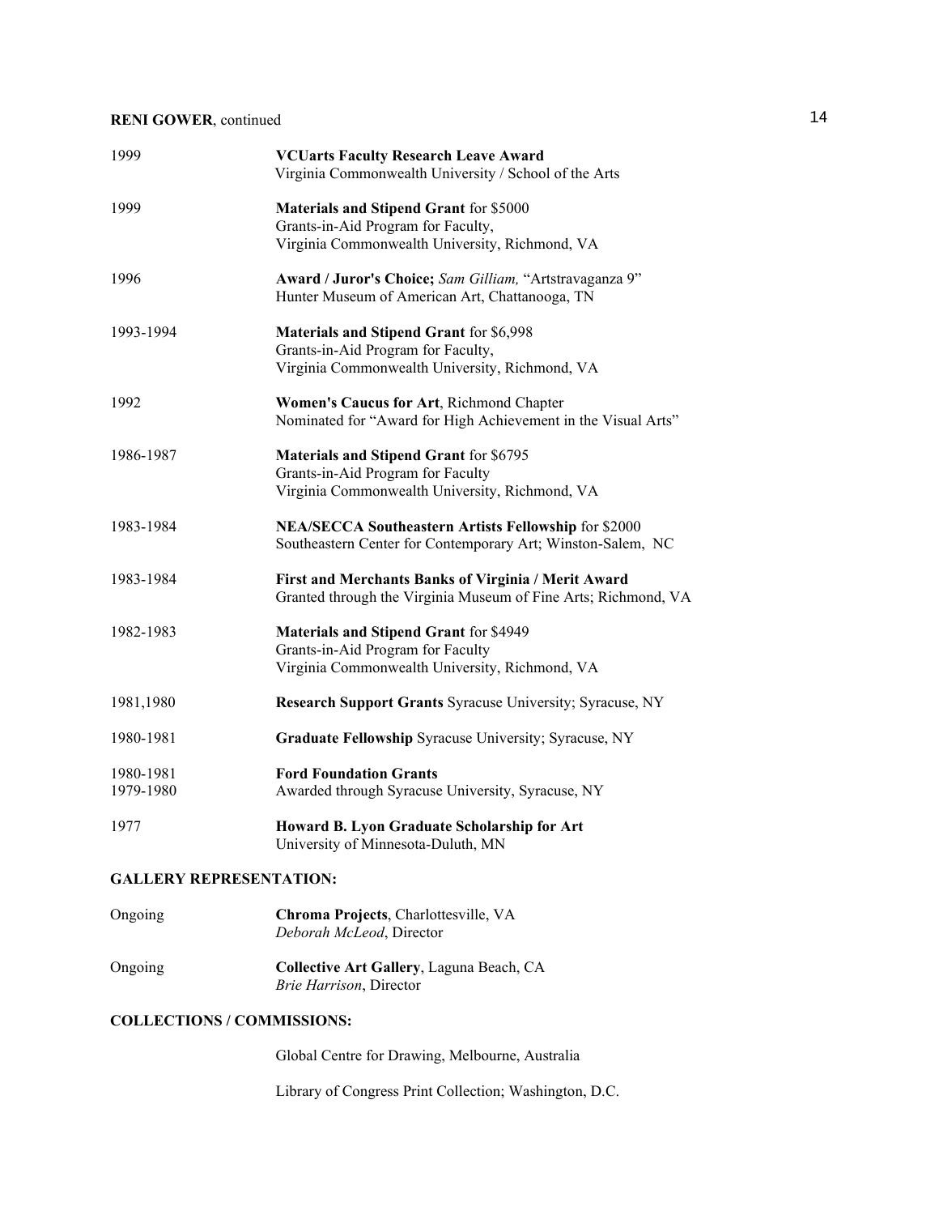| | |
|---|---|
| 1999 | **VCUarts Faculty Research Leave Award**<br>Virginia Commonwealth University / School of the Arts |
| 1999 | **Materials and Stipend Grant** for $5000<br>Grants-in-Aid Program for Faculty,<br>Virginia Commonwealth University, Richmond, VA |
| 1996 | **Award / Juror's Choice;** *Sam Gilliam,* "Artstravaganza 9"<br>Hunter Museum of American Art, Chattanooga, TN |
| 1993-1994 | **Materials and Stipend Grant** for $6,998<br>Grants-in-Aid Program for Faculty,<br>Virginia Commonwealth University, Richmond, VA |
| 1992 | **Women's Caucus for Art**, Richmond Chapter<br>Nominated for "Award for High Achievement in the Visual Arts" |
| 1986-1987 | **Materials and Stipend Grant** for $6795<br>Grants-in-Aid Program for Faculty<br>Virginia Commonwealth University, Richmond, VA |
| 1983-1984 | **NEA/SECCA Southeastern Artists Fellowship** for $2000<br>Southeastern Center for Contemporary Art; Winston-Salem, NC |
| 1983-1984 | **First and Merchants Banks of Virginia / Merit Award**<br>Granted through the Virginia Museum of Fine Arts; Richmond, VA |
| 1982-1983 | **Materials and Stipend Grant** for $4949<br>Grants-in-Aid Program for Faculty<br>Virginia Commonwealth University, Richmond, VA |
| 1981,1980 | **Research Support Grants** Syracuse University; Syracuse, NY |
| 1980-1981 | **Graduate Fellowship** Syracuse University; Syracuse, NY |
| 1980-1981<br>1979-1980 | **Ford Foundation Grants**<br>Awarded through Syracuse University, Syracuse, NY |
| 1977 | **Howard B. Lyon Graduate Scholarship for Art**<br>University of Minnesota-Duluth, MN |

**GALLERY REPRESENTATION:**

| | |
|---|---|
| Ongoing | **Chroma Projects**, Charlottesville, VA<br>*Deborah McLeod*, Director |
| Ongoing | **Collective Art Gallery**, Laguna Beach, CA<br>*Brie Harrison*, Director |

**COLLECTIONS / COMMISSIONS:**

Global Centre for Drawing, Melbourne, Australia

Library of Congress Print Collection; Washington, D.C.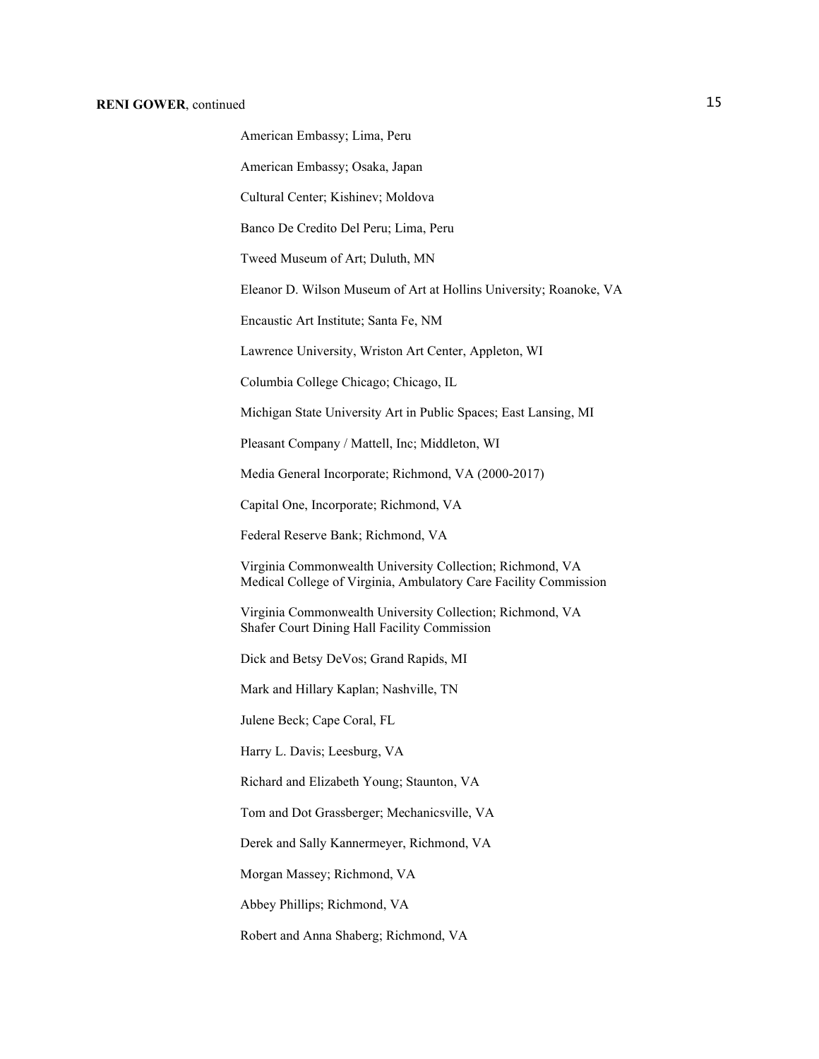American Embassy; Lima, Peru

American Embassy; Osaka, Japan

Cultural Center; Kishinev; Moldova

Banco De Credito Del Peru; Lima, Peru

Tweed Museum of Art; Duluth, MN

Eleanor D. Wilson Museum of Art at Hollins University; Roanoke, VA

Encaustic Art Institute; Santa Fe, NM

Lawrence University, Wriston Art Center, Appleton, WI

Columbia College Chicago; Chicago, IL

Michigan State University Art in Public Spaces; East Lansing, MI

Pleasant Company / Mattell, Inc; Middleton, WI

Media General Incorporate; Richmond, VA (2000-2017)

Capital One, Incorporate; Richmond, VA

Federal Reserve Bank; Richmond, VA

Virginia Commonwealth University Collection; Richmond, VA
Medical College of Virginia, Ambulatory Care Facility Commission

Virginia Commonwealth University Collection; Richmond, VA
Shafer Court Dining Hall Facility Commission

Dick and Betsy DeVos; Grand Rapids, MI

Mark and Hillary Kaplan; Nashville, TN

Julene Beck; Cape Coral, FL

Harry L. Davis; Leesburg, VA

Richard and Elizabeth Young; Staunton, VA

Tom and Dot Grassberger; Mechanicsville, VA

Derek and Sally Kannermeyer, Richmond, VA

Morgan Massey; Richmond, VA

Abbey Phillips; Richmond, VA

Robert and Anna Shaberg; Richmond, VA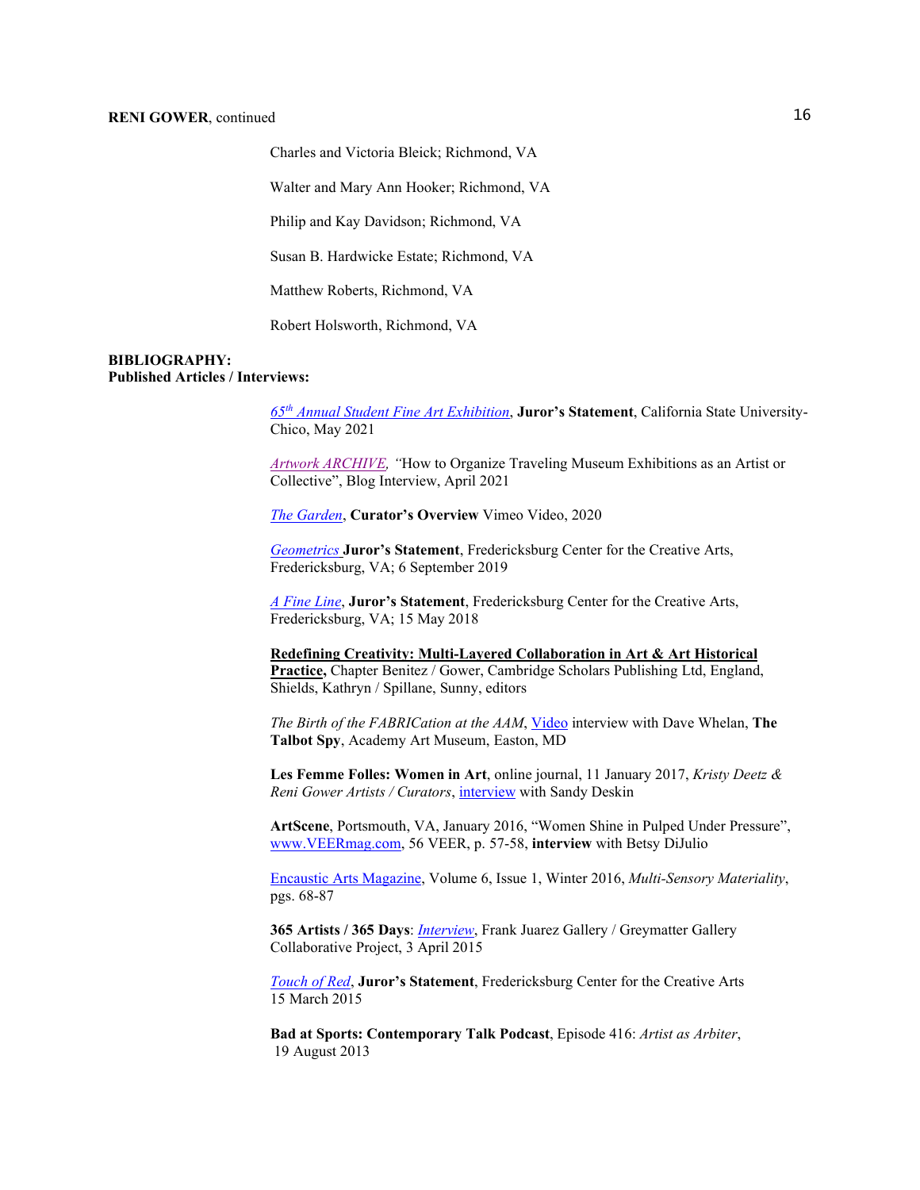Charles and Victoria Bleick; Richmond, VA

Walter and Mary Ann Hooker; Richmond, VA

Philip and Kay Davidson; Richmond, VA

Susan B. Hardwicke Estate; Richmond, VA

Matthew Roberts, Richmond, VA

Robert Holsworth, Richmond, VA

**BIBLIOGRAPHY:**
**Published Articles / Interviews:**

*65th Annual Student Fine Art Exhibition*, **Juror's Statement**, California State University-Chico, May 2021

*Artwork ARCHIVE, "*How to Organize Traveling Museum Exhibitions as an Artist or Collective", Blog Interview, April 2021

*The Garden*, **Curator's Overview** Vimeo Video, 2020

*Geometrics* **Juror's Statement**, Fredericksburg Center for the Creative Arts, Fredericksburg, VA; 6 September 2019

*A Fine Line*, **Juror's Statement**, Fredericksburg Center for the Creative Arts, Fredericksburg, VA; 15 May 2018

**Redefining Creativity: Multi-Layered Collaboration in Art & Art Historical Practice,** Chapter Benitez / Gower, Cambridge Scholars Publishing Ltd, England, Shields, Kathryn / Spillane, Sunny, editors

*The Birth of the FABRICation at the AAM*, Video interview with Dave Whelan, **The Talbot Spy**, Academy Art Museum, Easton, MD

**Les Femme Folles: Women in Art**, online journal, 11 January 2017, *Kristy Deetz & Reni Gower Artists / Curators*, interview with Sandy Deskin

**ArtScene**, Portsmouth, VA, January 2016, "Women Shine in Pulped Under Pressure", www.VEERmag.com, 56 VEER, p. 57-58, **interview** with Betsy DiJulio

Encaustic Arts Magazine, Volume 6, Issue 1, Winter 2016, *Multi-Sensory Materiality*, pgs. 68-87

**365 Artists / 365 Days**: *Interview*, Frank Juarez Gallery / Greymatter Gallery Collaborative Project, 3 April 2015

*Touch of Red*, **Juror's Statement**, Fredericksburg Center for the Creative Arts 15 March 2015

**Bad at Sports: Contemporary Talk Podcast**, Episode 416: *Artist as Arbiter*, 19 August 2013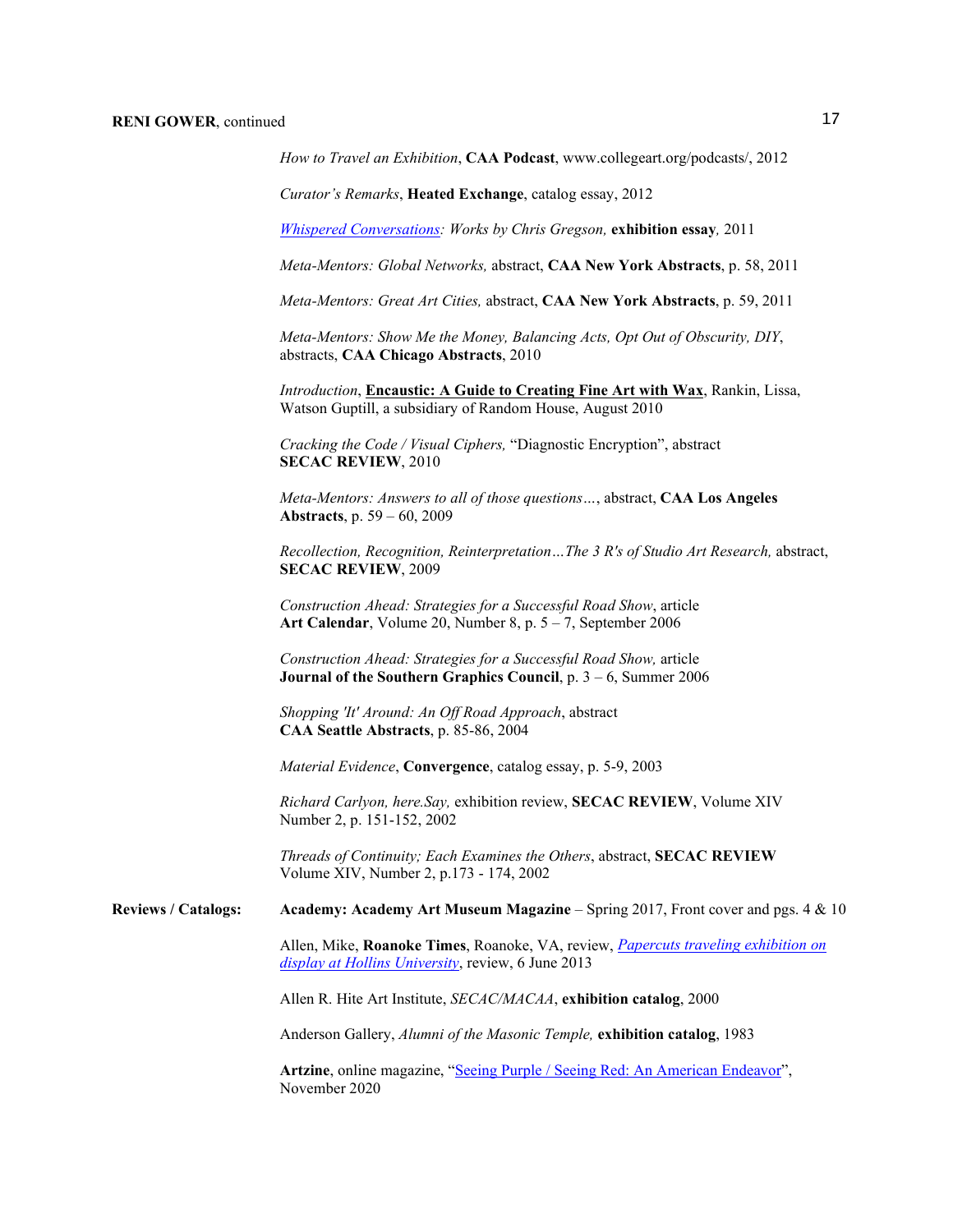*How to Travel an Exhibition*, **CAA Podcast**, www.collegeart.org/podcasts/, 2012

*Curator's Remarks*, **Heated Exchange**, catalog essay, 2012

*Whispered Conversations: Works by Chris Gregson,* **exhibition essay***,* 2011

*Meta-Mentors: Global Networks,* abstract, **CAA New York Abstracts**, p. 58, 2011

*Meta-Mentors: Great Art Cities,* abstract, **CAA New York Abstracts**, p. 59, 2011

*Meta-Mentors: Show Me the Money, Balancing Acts, Opt Out of Obscurity, DIY*, abstracts, **CAA Chicago Abstracts**, 2010

*Introduction*, **Encaustic: A Guide to Creating Fine Art with Wax**, Rankin, Lissa, Watson Guptill, a subsidiary of Random House, August 2010

*Cracking the Code / Visual Ciphers,* "Diagnostic Encryption", abstract **SECAC REVIEW**, 2010

*Meta-Mentors: Answers to all of those questions…*, abstract, **CAA Los Angeles Abstracts**, p. 59 – 60, 2009

*Recollection, Recognition, Reinterpretation…The 3 R's of Studio Art Research,* abstract, **SECAC REVIEW**, 2009

*Construction Ahead: Strategies for a Successful Road Show*, article **Art Calendar**, Volume 20, Number 8, p. 5 – 7, September 2006

*Construction Ahead: Strategies for a Successful Road Show,* article **Journal of the Southern Graphics Council**, p. 3 – 6, Summer 2006

*Shopping 'It' Around: An Off Road Approach*, abstract **CAA Seattle Abstracts**, p. 85-86, 2004

*Material Evidence*, **Convergence**, catalog essay, p. 5-9, 2003

*Richard Carlyon, here.Say,* exhibition review, **SECAC REVIEW**, Volume XIV Number 2, p. 151-152, 2002

*Threads of Continuity; Each Examines the Others*, abstract, **SECAC REVIEW** Volume XIV, Number 2, p.173 - 174, 2002

**Reviews / Catalogs:** **Academy: Academy Art Museum Magazine** – Spring 2017, Front cover and pgs. 4 & 10

Allen, Mike, **Roanoke Times**, Roanoke, VA, review, *Papercuts traveling exhibition on display at Hollins University*, review, 6 June 2013

Allen R. Hite Art Institute, *SECAC/MACAA*, **exhibition catalog**, 2000

Anderson Gallery, *Alumni of the Masonic Temple,* **exhibition catalog**, 1983

**Artzine**, online magazine, "Seeing Purple / Seeing Red: An American Endeavor", November 2020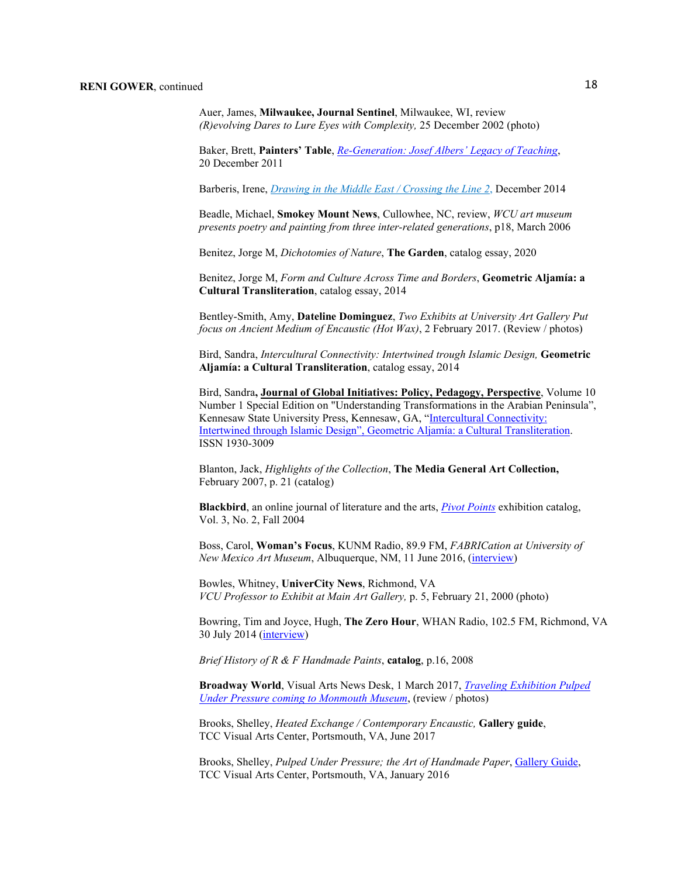Auer, James, **Milwaukee, Journal Sentinel**, Milwaukee, WI, review
*(R)evolving Dares to Lure Eyes with Complexity,* 25 December 2002 (photo)

Baker, Brett, **Painters' Table**, *Re-Generation: Josef Albers' Legacy of Teaching*, 20 December 2011

Barberis, Irene, *Drawing in the Middle East / Crossing the Line 2,* December 2014

Beadle, Michael, **Smokey Mount News**, Cullowhee, NC, review, *WCU art museum presents poetry and painting from three inter-related generations*, p18, March 2006

Benitez, Jorge M, *Dichotomies of Nature*, **The Garden**, catalog essay, 2020

Benitez, Jorge M, *Form and Culture Across Time and Borders*, **Geometric Aljamía: a Cultural Transliteration**, catalog essay, 2014

Bentley-Smith, Amy, **Dateline Dominguez**, *Two Exhibits at University Art Gallery Put focus on Ancient Medium of Encaustic (Hot Wax)*, 2 February 2017. (Review / photos)

Bird, Sandra, *Intercultural Connectivity: Intertwined trough Islamic Design,* **Geometric Aljamía: a Cultural Transliteration**, catalog essay, 2014

Bird, Sandra**, Journal of Global Initiatives: Policy, Pedagogy, Perspective**, Volume 10 Number 1 Special Edition on "Understanding Transformations in the Arabian Peninsula", Kennesaw State University Press, Kennesaw, GA, "Intercultural Connectivity: Intertwined through Islamic Design", Geometric Aljamía: a Cultural Transliteration. ISSN 1930-3009

Blanton, Jack, *Highlights of the Collection*, **The Media General Art Collection,** February 2007, p. 21 (catalog)

**Blackbird**, an online journal of literature and the arts, *Pivot Points* exhibition catalog, Vol. 3, No. 2, Fall 2004

Boss, Carol, **Woman's Focus**, KUNM Radio, 89.9 FM, *FABRICation at University of New Mexico Art Museum*, Albuquerque, NM, 11 June 2016, (interview)

Bowles, Whitney, **UniverCity News**, Richmond, VA
*VCU Professor to Exhibit at Main Art Gallery,* p. 5, February 21, 2000 (photo)

Bowring, Tim and Joyce, Hugh, **The Zero Hour**, WHAN Radio, 102.5 FM, Richmond, VA 30 July 2014 (interview)

*Brief History of R & F Handmade Paints*, **catalog**, p.16, 2008

**Broadway World**, Visual Arts News Desk, 1 March 2017, *Traveling Exhibition Pulped Under Pressure coming to Monmouth Museum*, (review / photos)

Brooks, Shelley, *Heated Exchange / Contemporary Encaustic,* **Gallery guide**, TCC Visual Arts Center, Portsmouth, VA, June 2017

Brooks, Shelley, *Pulped Under Pressure; the Art of Handmade Paper*, Gallery Guide, TCC Visual Arts Center, Portsmouth, VA, January 2016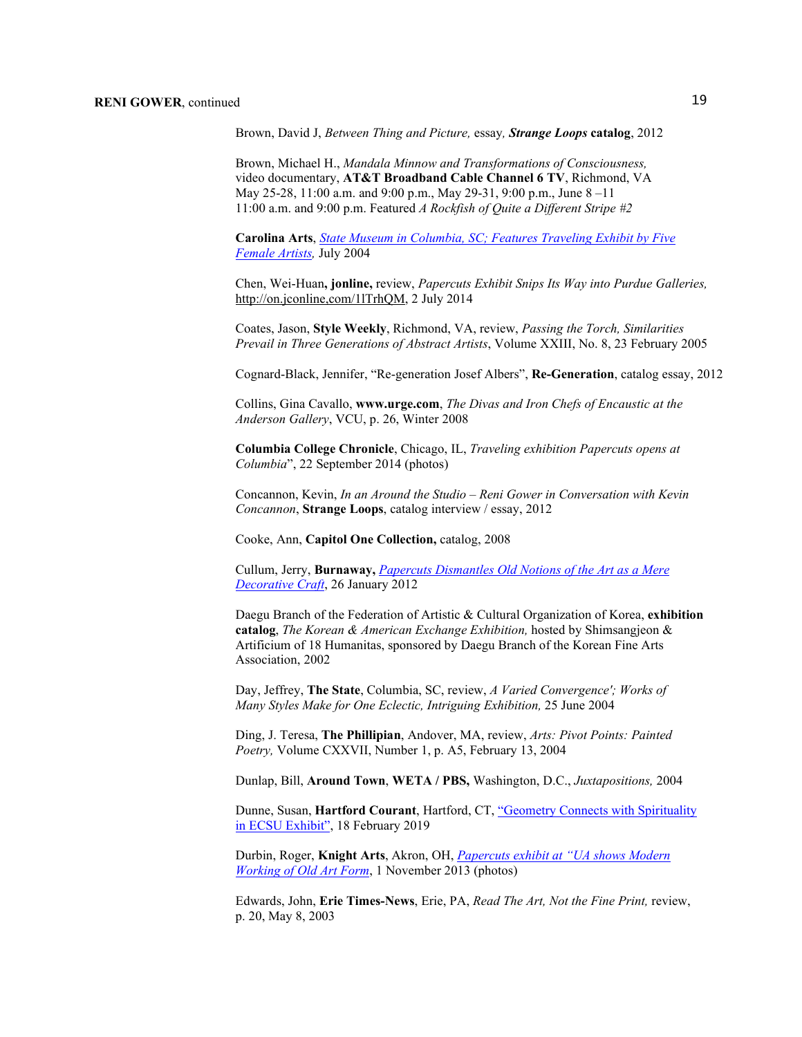Brown, David J, *Between Thing and Picture,* essay, ***Strange Loops* catalog**, 2012

Brown, Michael H., *Mandala Minnow and Transformations of Consciousness,* video documentary, **AT&T Broadband Cable Channel 6 TV**, Richmond, VA May 25-28, 11:00 a.m. and 9:00 p.m., May 29-31, 9:00 p.m., June 8 –11 11:00 a.m. and 9:00 p.m. Featured *A Rockfish of Quite a Different Stripe #2*

**Carolina Arts**, *State Museum in Columbia, SC; Features Traveling Exhibit by Five Female Artists,* July 2004

Chen, Wei-Huan**, jonline,** review, *Papercuts Exhibit Snips Its Way into Purdue Galleries,* http://on.jconline,com/1lTrhQM, 2 July 2014

Coates, Jason, **Style Weekly**, Richmond, VA, review, *Passing the Torch, Similarities Prevail in Three Generations of Abstract Artists*, Volume XXIII, No. 8, 23 February 2005

Cognard-Black, Jennifer, "Re-generation Josef Albers", **Re-Generation**, catalog essay, 2012

Collins, Gina Cavallo, **www.urge.com**, *The Divas and Iron Chefs of Encaustic at the Anderson Gallery*, VCU, p. 26, Winter 2008

**Columbia College Chronicle**, Chicago, IL, *Traveling exhibition Papercuts opens at Columbia*", 22 September 2014 (photos)

Concannon, Kevin, *In an Around the Studio – Reni Gower in Conversation with Kevin Concannon*, **Strange Loops**, catalog interview / essay, 2012

Cooke, Ann, **Capitol One Collection,** catalog, 2008

Cullum, Jerry, **Burnaway,** *Papercuts Dismantles Old Notions of the Art as a Mere Decorative Craft*, 26 January 2012

Daegu Branch of the Federation of Artistic & Cultural Organization of Korea, **exhibition catalog**, *The Korean & American Exchange Exhibition,* hosted by Shimsangjeon & Artificium of 18 Humanitas, sponsored by Daegu Branch of the Korean Fine Arts Association, 2002

Day, Jeffrey, **The State**, Columbia, SC, review, *A Varied Convergence'; Works of Many Styles Make for One Eclectic, Intriguing Exhibition,* 25 June 2004

Ding, J. Teresa, **The Phillipian**, Andover, MA, review, *Arts: Pivot Points: Painted Poetry,* Volume CXXVII, Number 1, p. A5, February 13, 2004

Dunlap, Bill, **Around Town**, **WETA / PBS,** Washington, D.C., *Juxtapositions,* 2004

Dunne, Susan, **Hartford Courant**, Hartford, CT, "Geometry Connects with Spirituality in ECSU Exhibit", 18 February 2019

Durbin, Roger, **Knight Arts**, Akron, OH, *Papercuts exhibit at "UA shows Modern Working of Old Art Form*, 1 November 2013 (photos)

Edwards, John, **Erie Times-News**, Erie, PA, *Read The Art, Not the Fine Print,* review, p. 20, May 8, 2003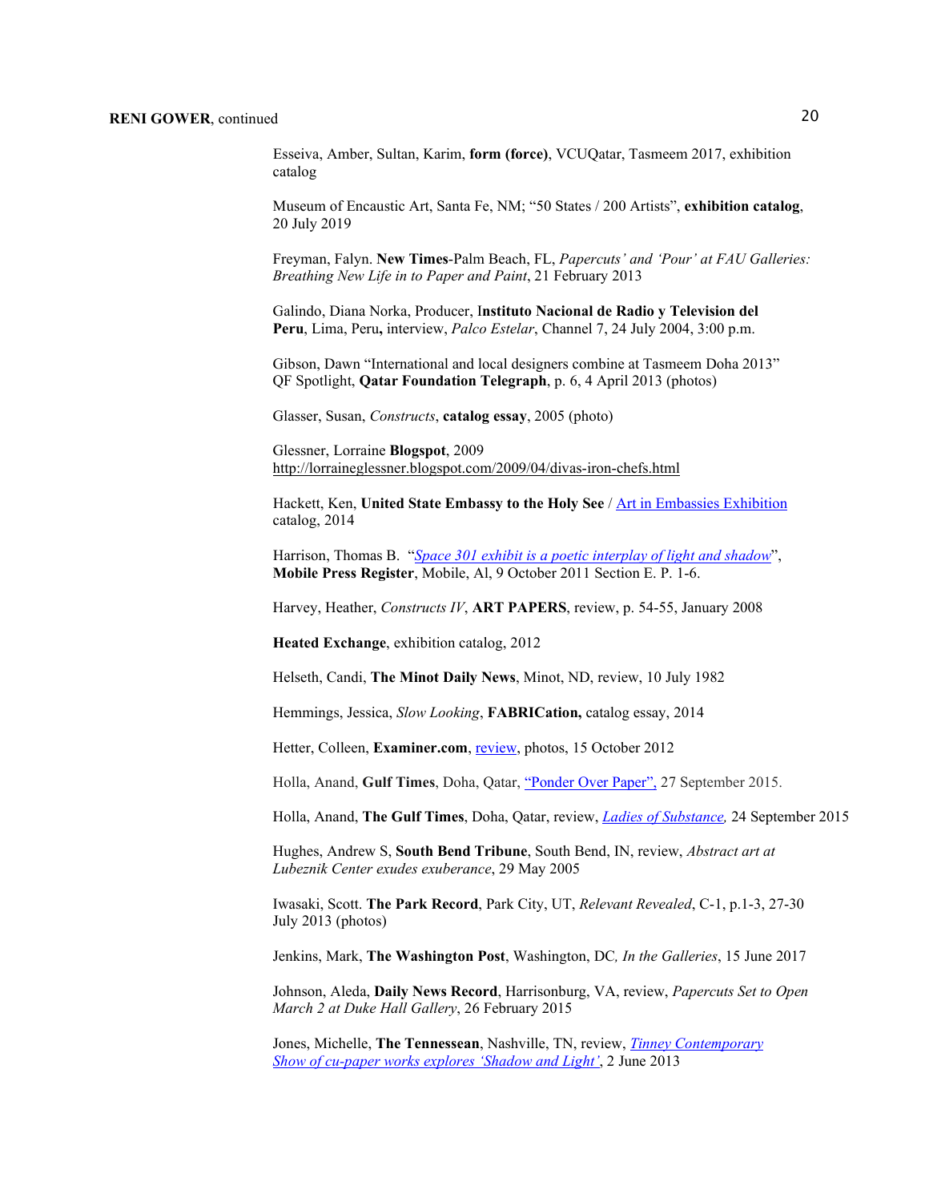Esseiva, Amber, Sultan, Karim, **form (force)**, VCUQatar, Tasmeem 2017, exhibition catalog

Museum of Encaustic Art, Santa Fe, NM; "50 States / 200 Artists", **exhibition catalog**, 20 July 2019

Freyman, Falyn. **New Times**-Palm Beach, FL, *Papercuts' and 'Pour' at FAU Galleries: Breathing New Life in to Paper and Paint*, 21 February 2013

Galindo, Diana Norka, Producer, I**nstituto Nacional de Radio y Television del Peru**, Lima, Peru**,** interview, *Palco Estelar*, Channel 7, 24 July 2004, 3:00 p.m.

Gibson, Dawn "International and local designers combine at Tasmeem Doha 2013" QF Spotlight, **Qatar Foundation Telegraph**, p. 6, 4 April 2013 (photos)

Glasser, Susan, *Constructs*, **catalog essay**, 2005 (photo)

Glessner, Lorraine **Blogspot**, 2009
http://lorraineglessner.blogspot.com/2009/04/divas-iron-chefs.html

Hackett, Ken, **United State Embassy to the Holy See** / Art in Embassies Exhibition catalog, 2014

Harrison, Thomas B. "*Space 301 exhibit is a poetic interplay of light and shadow*", **Mobile Press Register**, Mobile, Al, 9 October 2011 Section E. P. 1-6.

Harvey, Heather, *Constructs IV*, **ART PAPERS**, review, p. 54-55, January 2008

**Heated Exchange**, exhibition catalog, 2012

Helseth, Candi, **The Minot Daily News**, Minot, ND, review, 10 July 1982

Hemmings, Jessica, *Slow Looking*, **FABRICation,** catalog essay, 2014

Hetter, Colleen, **Examiner.com**, review, photos, 15 October 2012

Holla, Anand, **Gulf Times**, Doha, Qatar, "Ponder Over Paper", 27 September 2015.

Holla, Anand, **The Gulf Times**, Doha, Qatar, review, *Ladies of Substance,* 24 September 2015

Hughes, Andrew S, **South Bend Tribune**, South Bend, IN, review, *Abstract art at Lubeznik Center exudes exuberance*, 29 May 2005

Iwasaki, Scott. **The Park Record**, Park City, UT, *Relevant Revealed*, C-1, p.1-3, 27-30 July 2013 (photos)

Jenkins, Mark, **The Washington Post**, Washington, DC*, In the Galleries*, 15 June 2017

Johnson, Aleda, **Daily News Record**, Harrisonburg, VA, review, *Papercuts Set to Open March 2 at Duke Hall Gallery*, 26 February 2015

Jones, Michelle, **The Tennessean**, Nashville, TN, review, *Tinney Contemporary Show of cu-paper works explores 'Shadow and Light'*, 2 June 2013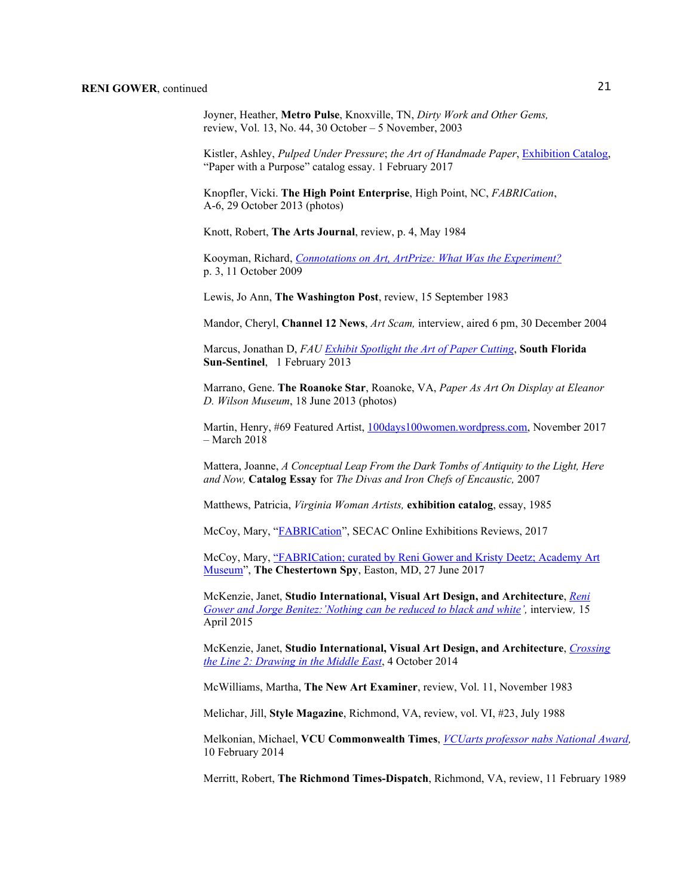Joyner, Heather, **Metro Pulse**, Knoxville, TN, *Dirty Work and Other Gems,* review, Vol. 13, No. 44, 30 October – 5 November, 2003

Kistler, Ashley, *Pulped Under Pressure*; *the Art of Handmade Paper*, Exhibition Catalog, "Paper with a Purpose" catalog essay. 1 February 2017

Knopfler, Vicki. **The High Point Enterprise**, High Point, NC, *FABRICation*, A-6, 29 October 2013 (photos)

Knott, Robert, **The Arts Journal**, review, p. 4, May 1984

Kooyman, Richard, *Connotations on Art, ArtPrize: What Was the Experiment?* p. 3, 11 October 2009

Lewis, Jo Ann, **The Washington Post**, review, 15 September 1983

Mandor, Cheryl, **Channel 12 News**, *Art Scam,* interview, aired 6 pm, 30 December 2004

Marcus, Jonathan D, *FAU Exhibit Spotlight the Art of Paper Cutting*, **South Florida Sun-Sentinel**, 1 February 2013

Marrano, Gene. **The Roanoke Star**, Roanoke, VA, *Paper As Art On Display at Eleanor D. Wilson Museum*, 18 June 2013 (photos)

Martin, Henry, #69 Featured Artist, 100days100women.wordpress.com, November 2017 – March 2018

Mattera, Joanne, *A Conceptual Leap From the Dark Tombs of Antiquity to the Light, Here and Now,* **Catalog Essay** for *The Divas and Iron Chefs of Encaustic,* 2007

Matthews, Patricia, *Virginia Woman Artists,* **exhibition catalog**, essay, 1985

McCoy, Mary, "FABRICation", SECAC Online Exhibitions Reviews, 2017

McCoy, Mary, "FABRICation; curated by Reni Gower and Kristy Deetz; Academy Art Museum", **The Chestertown Spy**, Easton, MD, 27 June 2017

McKenzie, Janet, **Studio International, Visual Art Design, and Architecture**, *Reni Gower and Jorge Benitez:'Nothing can be reduced to black and white',* interview*,* 15 April 2015

McKenzie, Janet, **Studio International, Visual Art Design, and Architecture**, *Crossing the Line 2: Drawing in the Middle East*, 4 October 2014

McWilliams, Martha, **The New Art Examiner**, review, Vol. 11, November 1983

Melichar, Jill, **Style Magazine**, Richmond, VA, review, vol. VI, #23, July 1988

Melkonian, Michael, **VCU Commonwealth Times**, *VCUarts professor nabs National Award,* 10 February 2014

Merritt, Robert, **The Richmond Times-Dispatch**, Richmond, VA, review, 11 February 1989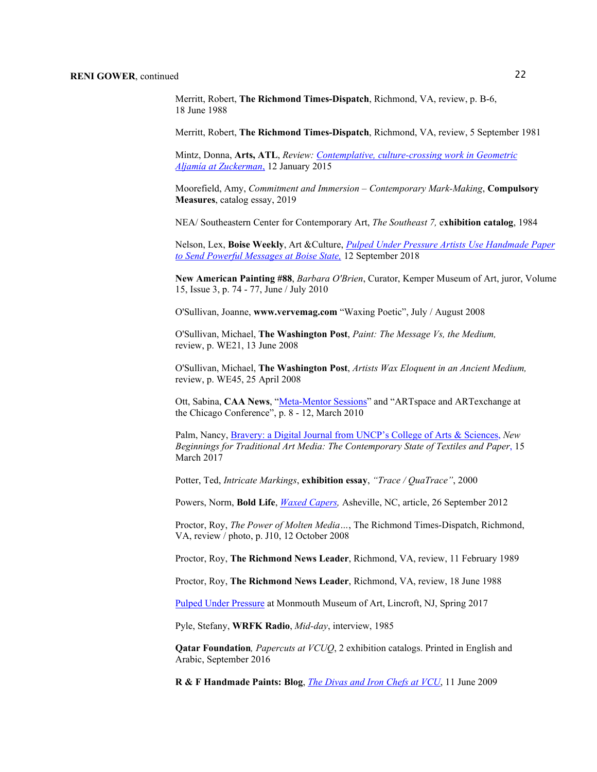Merritt, Robert, **The Richmond Times-Dispatch**, Richmond, VA, review, p. B-6, 18 June 1988

Merritt, Robert, **The Richmond Times-Dispatch**, Richmond, VA, review, 5 September 1981

Mintz, Donna, **Arts, ATL**, *Review: Contemplative, culture-crossing work in Geometric Aljamía at Zuckerman*, 12 January 2015

Moorefield, Amy, *Commitment and Immersion – Contemporary Mark-Making*, **Compulsory Measures**, catalog essay, 2019

NEA/ Southeastern Center for Contemporary Art, *The Southeast 7,* e**xhibition catalog**, 1984

Nelson, Lex, **Boise Weekly**, Art &Culture, *Pulped Under Pressure Artists Use Handmade Paper to Send Powerful Messages at Boise State,* 12 September 2018

**New American Painting #88**, *Barbara O'Brien*, Curator, Kemper Museum of Art, juror, Volume 15, Issue 3, p. 74 - 77, June / July 2010

O'Sullivan, Joanne, **www.vervemag.com** "Waxing Poetic", July / August 2008

O'Sullivan, Michael, **The Washington Post**, *Paint: The Message Vs, the Medium,* review, p. WE21, 13 June 2008

O'Sullivan, Michael, **The Washington Post**, *Artists Wax Eloquent in an Ancient Medium,* review, p. WE45, 25 April 2008

Ott, Sabina, **CAA News**, "Meta-Mentor Sessions" and "ARTspace and ARTexchange at the Chicago Conference", p. 8 - 12, March 2010

Palm, Nancy, Bravery: a Digital Journal from UNCP's College of Arts & Sciences, *New Beginnings for Traditional Art Media: The Contemporary State of Textiles and Paper*, 15 March 2017

Potter, Ted, *Intricate Markings*, **exhibition essay**, *"Trace / QuaTrace"*, 2000

Powers, Norm, **Bold Life**, *Waxed Capers,* Asheville, NC, article, 26 September 2012

Proctor, Roy, *The Power of Molten Media…*, The Richmond Times-Dispatch, Richmond, VA, review / photo, p. J10, 12 October 2008

Proctor, Roy, **The Richmond News Leader**, Richmond, VA, review, 11 February 1989

Proctor, Roy, **The Richmond News Leader**, Richmond, VA, review, 18 June 1988

Pulped Under Pressure at Monmouth Museum of Art, Lincroft, NJ, Spring 2017

Pyle, Stefany, **WRFK Radio**, *Mid-day*, interview, 1985

**Qatar Foundation***, Papercuts at VCUQ*, 2 exhibition catalogs. Printed in English and Arabic, September 2016

**R & F Handmade Paints: Blog**, *The Divas and Iron Chefs at VCU*, 11 June 2009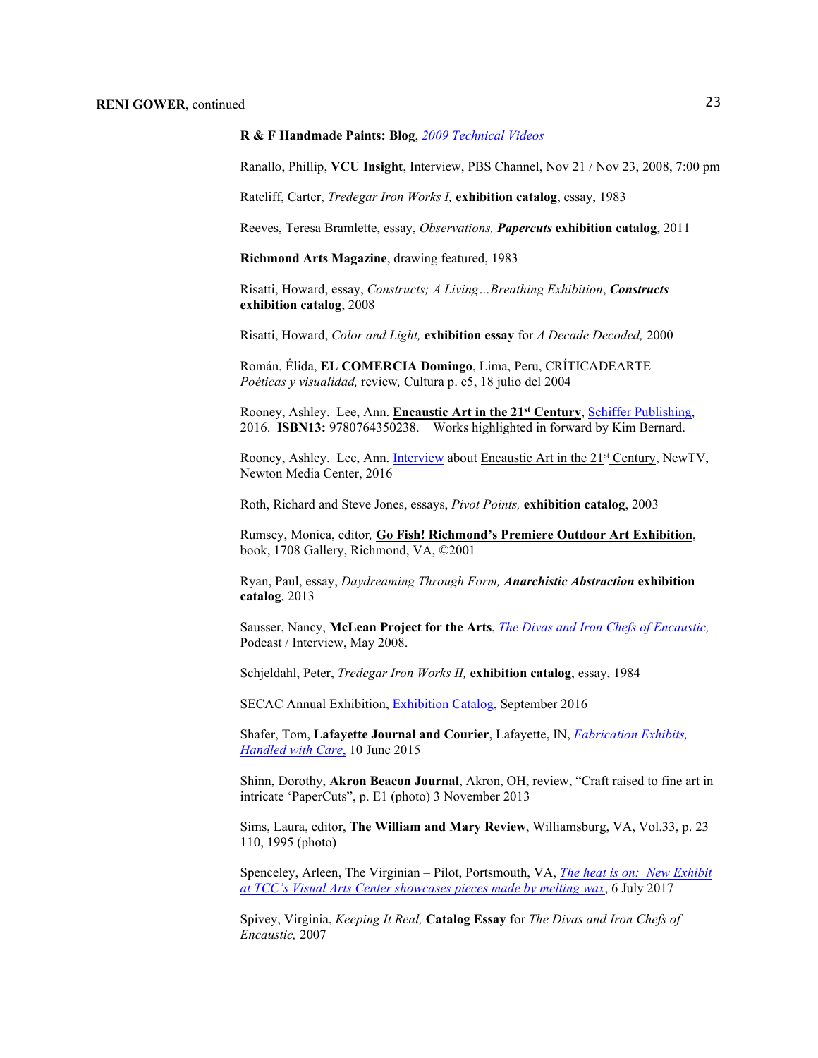**R & F Handmade Paints: Blog**, *2009 Technical Videos*

Ranallo, Phillip, **VCU Insight**, Interview, PBS Channel, Nov 21 / Nov 23, 2008, 7:00 pm

Ratcliff, Carter, *Tredegar Iron Works I,* **exhibition catalog**, essay, 1983

Reeves, Teresa Bramlette, essay, *Observations,* ***Papercuts*** **exhibition catalog**, 2011

**Richmond Arts Magazine**, drawing featured, 1983

Risatti, Howard, essay, *Constructs; A Living…Breathing Exhibition*, ***Constructs*** **exhibition catalog**, 2008

Risatti, Howard, *Color and Light,* **exhibition essay** for *A Decade Decoded,* 2000

Román, Élida, **EL COMERCIA Domingo**, Lima, Peru, CRÍTICADEARTE *Poéticas y visualidad,* review*,* Cultura p. c5, 18 julio del 2004

Rooney, Ashley. Lee, Ann. **Encaustic Art in the 21st Century**, Schiffer Publishing, 2016. **ISBN13:** 9780764350238. Works highlighted in forward by Kim Bernard.

Rooney, Ashley. Lee, Ann. Interview about Encaustic Art in the 21st Century, NewTV, Newton Media Center, 2016

Roth, Richard and Steve Jones, essays, *Pivot Points,* **exhibition catalog**, 2003

Rumsey, Monica, editor*,* **Go Fish! Richmond's Premiere Outdoor Art Exhibition**, book, 1708 Gallery, Richmond, VA, ©2001

Ryan, Paul, essay, *Daydreaming Through Form,* ***Anarchistic Abstraction*** **exhibition catalog**, 2013

Sausser, Nancy, **McLean Project for the Arts**, *The Divas and Iron Chefs of Encaustic,* Podcast / Interview, May 2008.

Schjeldahl, Peter, *Tredegar Iron Works II,* **exhibition catalog**, essay, 1984

SECAC Annual Exhibition, Exhibition Catalog, September 2016

Shafer, Tom, **Lafayette Journal and Courier**, Lafayette, IN, *Fabrication Exhibits, Handled with Care,* 10 June 2015

Shinn, Dorothy, **Akron Beacon Journal**, Akron, OH, review, "Craft raised to fine art in intricate 'PaperCuts", p. E1 (photo) 3 November 2013

Sims, Laura, editor, **The William and Mary Review**, Williamsburg, VA, Vol.33, p. 23 110, 1995 (photo)

Spenceley, Arleen, The Virginian – Pilot, Portsmouth, VA, *The heat is on: New Exhibit at TCC's Visual Arts Center showcases pieces made by melting wax*, 6 July 2017

Spivey, Virginia, *Keeping It Real,* **Catalog Essay** for *The Divas and Iron Chefs of Encaustic,* 2007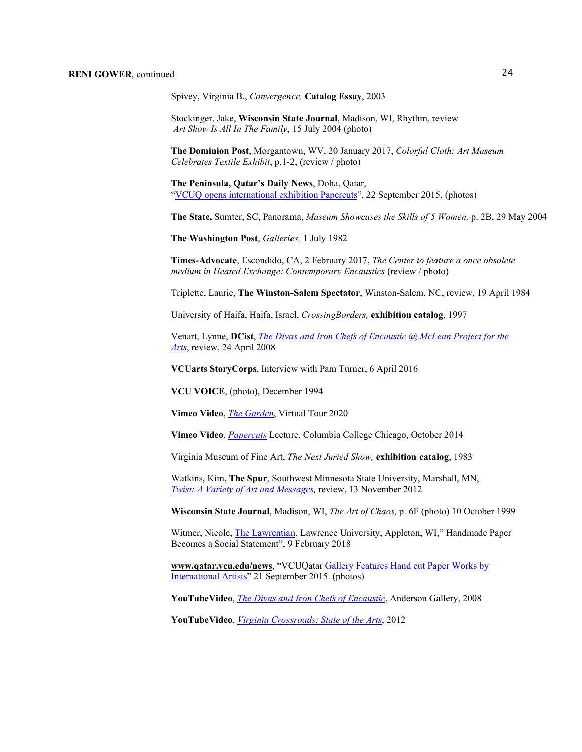Spivey, Virginia B., *Convergence,* **Catalog Essay**, 2003

Stockinger, Jake, **Wisconsin State Journal**, Madison, WI, Rhythm, review *Art Show Is All In The Family*, 15 July 2004 (photo)

**The Dominion Post**, Morgantown, WV, 20 January 2017, *Colorful Cloth: Art Museum Celebrates Textile Exhibit*, p.1-2, (review / photo)

**The Peninsula, Qatar's Daily News**, Doha, Qatar, "VCUQ opens international exhibition Papercuts", 22 September 2015. (photos)

**The State,** Sumter, SC, Panorama, *Museum Showcases the Skills of 5 Women,* p. 2B, 29 May 2004

**The Washington Post**, *Galleries,* 1 July 1982

**Times-Advocate**, Escondido, CA, 2 February 2017, *The Center to feature a once obsolete medium in Heated Exchange: Contemporary Encaustics* (review / photo)

Triplette, Laurie, **The Winston-Salem Spectator**, Winston-Salem, NC, review, 19 April 1984

University of Haifa, Haifa, Israel, *CrossingBorders,* **exhibition catalog**, 1997

Venart, Lynne, **DCist**, *The Divas and Iron Chefs of Encaustic @ McLean Project for the Arts*, review, 24 April 2008

**VCUarts StoryCorps**, Interview with Pam Turner, 6 April 2016

**VCU VOICE**, (photo), December 1994

**Vimeo Video**, *The Garden*, Virtual Tour 2020

**Vimeo Video**, *Papercuts* Lecture, Columbia College Chicago, October 2014

Virginia Museum of Fine Art, *The Next Juried Show,* **exhibition catalog**, 1983

Watkins, Kim, **The Spur**, Southwest Minnesota State University, Marshall, MN, *Twist: A Variety of Art and Messages,* review, 13 November 2012

**Wisconsin State Journal**, Madison, WI, *The Art of Chaos,* p. 6F (photo) 10 October 1999

Witmer, Nicole, The Lawrentian, Lawrence University, Appleton, WI," Handmade Paper Becomes a Social Statement", 9 February 2018

**www.qatar.vcu.edu/news**, "VCUQatar Gallery Features Hand cut Paper Works by International Artists" 21 September 2015. (photos)

**YouTubeVideo**, *The Divas and Iron Chefs of Encaustic*, Anderson Gallery, 2008

**YouTubeVideo**, *Virginia Crossroads: State of the Arts*, 2012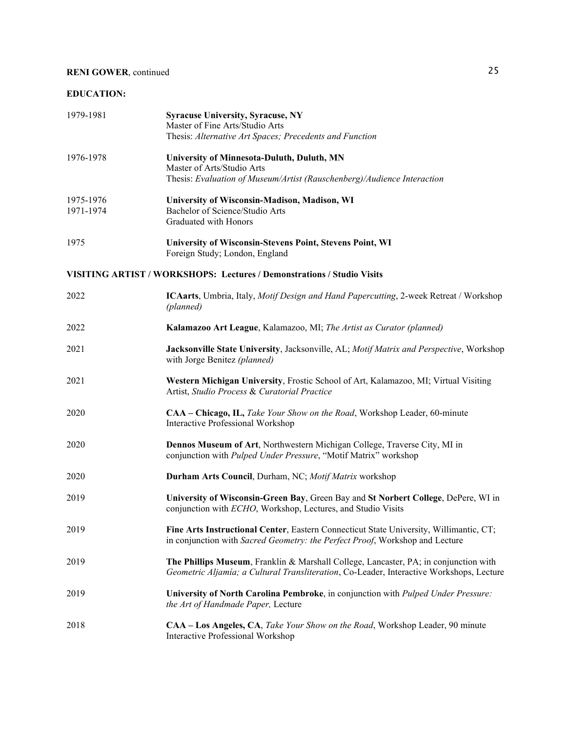## EDUCATION:

1979-1981 **Syracuse University, Syracuse, NY**
Master of Fine Arts/Studio Arts
Thesis: *Alternative Art Spaces; Precedents and Function*

1976-1978 **University of Minnesota-Duluth, Duluth, MN**
Master of Arts/Studio Arts
Thesis: *Evaluation of Museum/Artist (Rauschenberg)/Audience Interaction*

1975-1976
1971-1974 **University of Wisconsin-Madison, Madison, WI**
Bachelor of Science/Studio Arts
Graduated with Honors

1975 **University of Wisconsin-Stevens Point, Stevens Point, WI**
Foreign Study; London, England

## VISITING ARTIST / WORKSHOPS: Lectures / Demonstrations / Studio Visits

2022 **ICAarts**, Umbria, Italy, *Motif Design and Hand Papercutting*, 2-week Retreat / Workshop *(planned)*

2022 **Kalamazoo Art League**, Kalamazoo, MI; *The Artist as Curator (planned)*

2021 **Jacksonville State University**, Jacksonville, AL; *Motif Matrix and Perspective*, Workshop with Jorge Benitez *(planned)*

2021 **Western Michigan University**, Frostic School of Art, Kalamazoo, MI; Virtual Visiting Artist, *Studio Process* & *Curatorial Practice*

2020 **CAA – Chicago, IL,** *Take Your Show on the Road*, Workshop Leader, 60-minute Interactive Professional Workshop

2020 **Dennos Museum of Art**, Northwestern Michigan College, Traverse City, MI in conjunction with *Pulped Under Pressure*, "Motif Matrix" workshop

2020 **Durham Arts Council**, Durham, NC; *Motif Matrix* workshop

2019 **University of Wisconsin-Green Bay**, Green Bay and **St Norbert College**, DePere, WI in conjunction with *ECHO*, Workshop, Lectures, and Studio Visits

2019 **Fine Arts Instructional Center**, Eastern Connecticut State University, Willimantic, CT; in conjunction with *Sacred Geometry: the Perfect Proof*, Workshop and Lecture

2019 **The Phillips Museum**, Franklin & Marshall College, Lancaster, PA; in conjunction with *Geometric Aljamía; a Cultural Transliteration*, Co-Leader, Interactive Workshops, Lecture

2019 **University of North Carolina Pembroke**, in conjunction with *Pulped Under Pressure: the Art of Handmade Paper,* Lecture

2018 **CAA – Los Angeles, CA**, *Take Your Show on the Road*, Workshop Leader, 90 minute Interactive Professional Workshop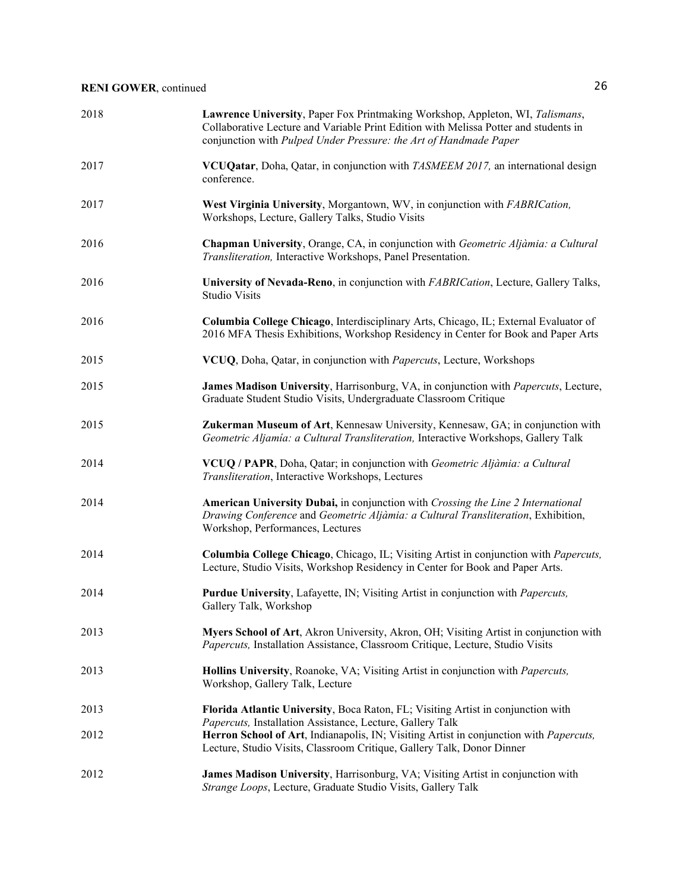2018 **Lawrence University**, Paper Fox Printmaking Workshop, Appleton, WI, *Talismans*, Collaborative Lecture and Variable Print Edition with Melissa Potter and students in conjunction with *Pulped Under Pressure: the Art of Handmade Paper*

2017 **VCUQatar**, Doha, Qatar, in conjunction with *TASMEEM 2017,* an international design conference.

2017 **West Virginia University**, Morgantown, WV, in conjunction with *FABRICation,* Workshops, Lecture, Gallery Talks, Studio Visits

2016 **Chapman University**, Orange, CA, in conjunction with *Geometric Aljàmia: a Cultural Transliteration,* Interactive Workshops, Panel Presentation.

2016 **University of Nevada-Reno**, in conjunction with *FABRICation*, Lecture, Gallery Talks, Studio Visits

2016 **Columbia College Chicago**, Interdisciplinary Arts, Chicago, IL; External Evaluator of 2016 MFA Thesis Exhibitions, Workshop Residency in Center for Book and Paper Arts

2015 **VCUQ**, Doha, Qatar, in conjunction with *Papercuts*, Lecture, Workshops

2015 **James Madison University**, Harrisonburg, VA, in conjunction with *Papercuts*, Lecture, Graduate Student Studio Visits, Undergraduate Classroom Critique

2015 **Zukerman Museum of Art**, Kennesaw University, Kennesaw, GA; in conjunction with *Geometric Aljamía: a Cultural Transliteration,* Interactive Workshops, Gallery Talk

2014 **VCUQ / PAPR**, Doha, Qatar; in conjunction with *Geometric Aljàmia: a Cultural Transliteration*, Interactive Workshops, Lectures

2014 **American University Dubai,** in conjunction with *Crossing the Line 2 International Drawing Conference* and *Geometric Aljàmia: a Cultural Transliteration*, Exhibition, Workshop, Performances, Lectures

2014 **Columbia College Chicago**, Chicago, IL; Visiting Artist in conjunction with *Papercuts,* Lecture, Studio Visits, Workshop Residency in Center for Book and Paper Arts.

2014 **Purdue University**, Lafayette, IN; Visiting Artist in conjunction with *Papercuts,* Gallery Talk, Workshop

2013 **Myers School of Art**, Akron University, Akron, OH; Visiting Artist in conjunction with *Papercuts,* Installation Assistance, Classroom Critique, Lecture, Studio Visits

2013 **Hollins University**, Roanoke, VA; Visiting Artist in conjunction with *Papercuts,* Workshop, Gallery Talk, Lecture

2013 **Florida Atlantic University**, Boca Raton, FL; Visiting Artist in conjunction with *Papercuts,* Installation Assistance, Lecture, Gallery Talk

2012 **Herron School of Art**, Indianapolis, IN; Visiting Artist in conjunction with *Papercuts,* Lecture, Studio Visits, Classroom Critique, Gallery Talk, Donor Dinner

2012 **James Madison University**, Harrisonburg, VA; Visiting Artist in conjunction with *Strange Loops*, Lecture, Graduate Studio Visits, Gallery Talk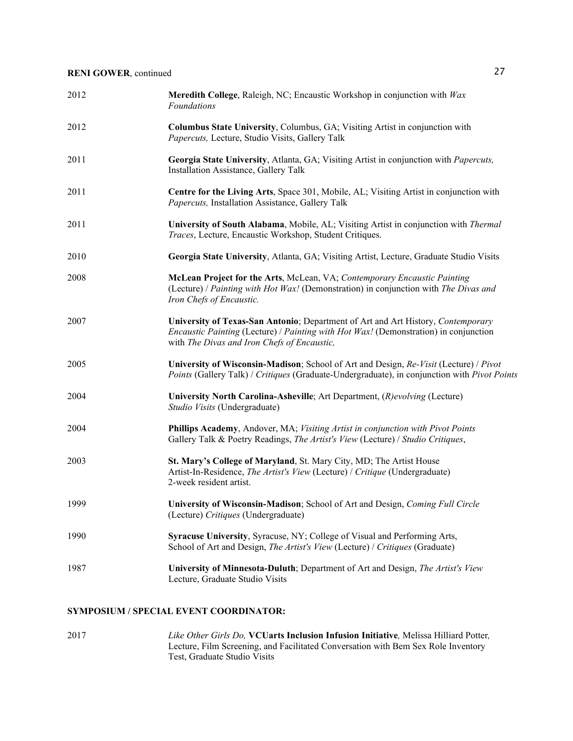| | |
|---|---|
| 2012 | **Meredith College**, Raleigh, NC; Encaustic Workshop in conjunction with *Wax Foundations* |
| 2012 | **Columbus State University**, Columbus, GA; Visiting Artist in conjunction with *Papercuts,* Lecture, Studio Visits, Gallery Talk |
| 2011 | **Georgia State University**, Atlanta, GA; Visiting Artist in conjunction with *Papercuts,* Installation Assistance, Gallery Talk |
| 2011 | **Centre for the Living Arts**, Space 301, Mobile, AL; Visiting Artist in conjunction with *Papercuts,* Installation Assistance, Gallery Talk |
| 2011 | **University of South Alabama**, Mobile, AL; Visiting Artist in conjunction with *Thermal Traces*, Lecture, Encaustic Workshop, Student Critiques. |
| 2010 | **Georgia State University**, Atlanta, GA; Visiting Artist, Lecture, Graduate Studio Visits |
| 2008 | **McLean Project for the Arts**, McLean, VA; *Contemporary Encaustic Painting* (Lecture) / *Painting with Hot Wax!* (Demonstration) in conjunction with *The Divas and Iron Chefs of Encaustic.* |
| 2007 | **University of Texas-San Antonio**; Department of Art and Art History, *Contemporary Encaustic Painting* (Lecture) / *Painting with Hot Wax!* (Demonstration) in conjunction with *The Divas and Iron Chefs of Encaustic,* |
| 2005 | **University of Wisconsin-Madison**; School of Art and Design, *Re-Visit* (Lecture) / *Pivot Points* (Gallery Talk) / *Critiques* (Graduate-Undergraduate), in conjunction with *Pivot Points* |
| 2004 | **University North Carolina-Asheville**; Art Department, *(R)evolving* (Lecture) *Studio Visits* (Undergraduate) |
| 2004 | **Phillips Academy**, Andover, MA; *Visiting Artist in conjunction with Pivot Points* Gallery Talk & Poetry Readings, *The Artist's View* (Lecture) / *Studio Critiques*, |
| 2003 | **St. Mary's College of Maryland**, St. Mary City, MD; The Artist House Artist-In-Residence, *The Artist's View* (Lecture) / *Critique* (Undergraduate) 2-week resident artist. |
| 1999 | **University of Wisconsin-Madison**; School of Art and Design, *Coming Full Circle* (Lecture) *Critiques* (Undergraduate) |
| 1990 | **Syracuse University**, Syracuse, NY; College of Visual and Performing Arts, School of Art and Design, *The Artist's View* (Lecture) / *Critiques* (Graduate) |
| 1987 | **University of Minnesota-Duluth**; Department of Art and Design, *The Artist's View* Lecture, Graduate Studio Visits |

**SYMPOSIUM / SPECIAL EVENT COORDINATOR:**

| | |
|---|---|
| 2017 | *Like Other Girls Do,* **VCUarts Inclusion Infusion Initiative***,* Melissa Hilliard Potter*,* Lecture, Film Screening, and Facilitated Conversation with Bem Sex Role Inventory Test, Graduate Studio Visits |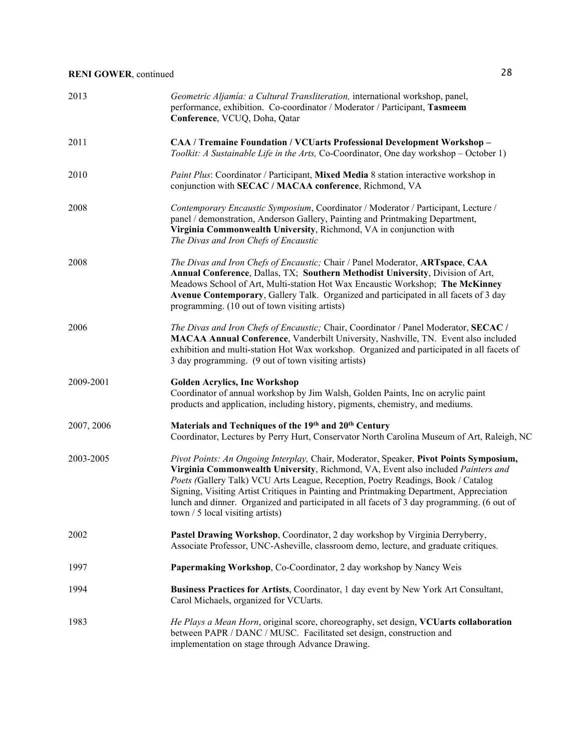| | |
|---|---|
| 2013 | *Geometric Aljamía: a Cultural Transliteration,* international workshop, panel, performance, exhibition. Co-coordinator / Moderator / Participant, **Tasmeem Conference**, VCUQ, Doha, Qatar |
| 2011 | **CAA / Tremaine Foundation / VCUarts Professional Development Workshop –** *Toolkit: A Sustainable Life in the Arts,* Co-Coordinator, One day workshop – October 1) |
| 2010 | *Paint Plus*: Coordinator / Participant, **Mixed Media** 8 station interactive workshop in conjunction with **SECAC / MACAA conference**, Richmond, VA |
| 2008 | *Contemporary Encaustic Symposium*, Coordinator / Moderator / Participant, Lecture / panel / demonstration, Anderson Gallery, Painting and Printmaking Department, **Virginia Commonwealth University**, Richmond, VA in conjunction with *The Divas and Iron Chefs of Encaustic* |
| 2008 | *The Divas and Iron Chefs of Encaustic;* Chair / Panel Moderator, **ARTspace**, **CAA Annual Conference**, Dallas, TX; **Southern Methodist University**, Division of Art, Meadows School of Art, Multi-station Hot Wax Encaustic Workshop; **The McKinney Avenue Contemporary**, Gallery Talk. Organized and participated in all facets of 3 day programming. (10 out of town visiting artists) |
| 2006 | *The Divas and Iron Chefs of Encaustic;* Chair, Coordinator / Panel Moderator, **SECAC / MACAA Annual Conference**, Vanderbilt University, Nashville, TN. Event also included exhibition and multi-station Hot Wax workshop. Organized and participated in all facets of 3 day programming. (9 out of town visiting artists) |
| 2009-2001 | **Golden Acrylics, Inc Workshop**<br>Coordinator of annual workshop by Jim Walsh, Golden Paints, Inc on acrylic paint products and application, including history, pigments, chemistry, and mediums. |
| 2007, 2006 | **Materials and Techniques of the 19th and 20th Century**<br>Coordinator, Lectures by Perry Hurt, Conservator North Carolina Museum of Art, Raleigh, NC |
| 2003-2005 | *Pivot Points: An Ongoing Interplay,* Chair, Moderator, Speaker, **Pivot Points Symposium, Virginia Commonwealth University**, Richmond, VA, Event also included *Painters and Poets (*Gallery Talk) VCU Arts League, Reception, Poetry Readings, Book / Catalog Signing, Visiting Artist Critiques in Painting and Printmaking Department, Appreciation lunch and dinner. Organized and participated in all facets of 3 day programming. (6 out of town / 5 local visiting artists) |
| 2002 | **Pastel Drawing Workshop**, Coordinator, 2 day workshop by Virginia Derryberry, Associate Professor, UNC-Asheville, classroom demo, lecture, and graduate critiques. |
| 1997 | **Papermaking Workshop**, Co-Coordinator, 2 day workshop by Nancy Weis |
| 1994 | **Business Practices for Artists**, Coordinator, 1 day event by New York Art Consultant, Carol Michaels, organized for VCUarts. |
| 1983 | *He Plays a Mean Horn*, original score, choreography, set design, **VCUarts collaboration** between PAPR / DANC / MUSC. Facilitated set design, construction and implementation on stage through Advance Drawing. |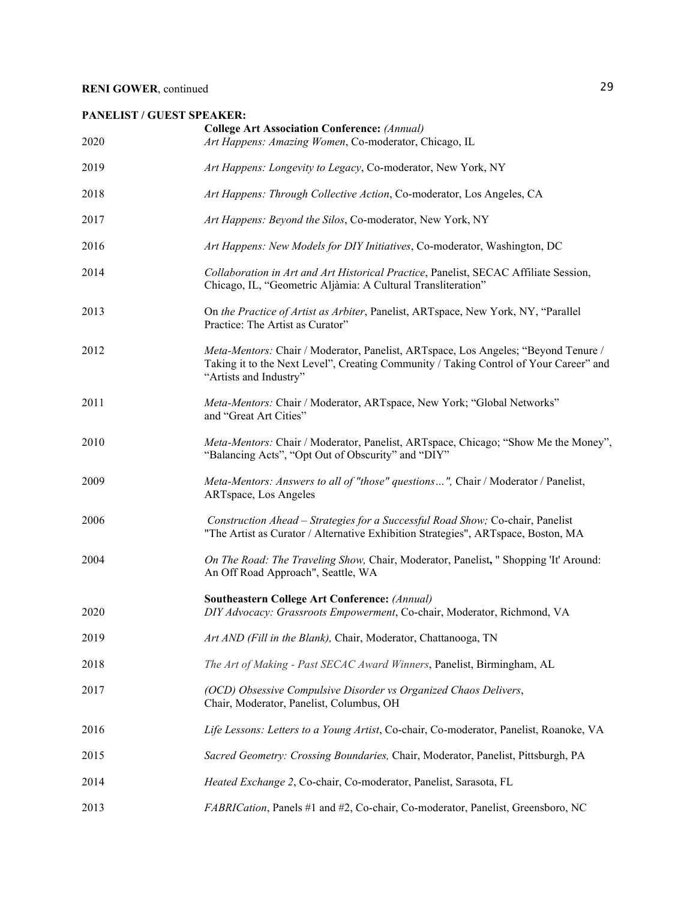**PANELIST / GUEST SPEAKER:**

**College Art Association Conference:** *(Annual)*

2020 *Art Happens: Amazing Women*, Co-moderator, Chicago, IL

2019 *Art Happens: Longevity to Legacy*, Co-moderator, New York, NY

2018 *Art Happens: Through Collective Action*, Co-moderator, Los Angeles, CA

2017 *Art Happens: Beyond the Silos*, Co-moderator, New York, NY

2016 *Art Happens: New Models for DIY Initiatives*, Co-moderator, Washington, DC

2014 *Collaboration in Art and Art Historical Practice*, Panelist, SECAC Affiliate Session, Chicago, IL, "Geometric Aljàmia: A Cultural Transliteration"

2013 On *the Practice of Artist as Arbiter*, Panelist, ARTspace, New York, NY, "Parallel Practice: The Artist as Curator"

2012 *Meta-Mentors:* Chair / Moderator, Panelist, ARTspace, Los Angeles; "Beyond Tenure / Taking it to the Next Level", Creating Community / Taking Control of Your Career" and "Artists and Industry"

2011 *Meta-Mentors:* Chair / Moderator, ARTspace, New York; "Global Networks" and "Great Art Cities"

2010 *Meta-Mentors:* Chair / Moderator, Panelist, ARTspace, Chicago; "Show Me the Money", "Balancing Acts", "Opt Out of Obscurity" and "DIY"

2009 *Meta-Mentors: Answers to all of "those" questions…",* Chair / Moderator / Panelist, ARTspace, Los Angeles

2006 *Construction Ahead – Strategies for a Successful Road Show;* Co-chair, Panelist "The Artist as Curator / Alternative Exhibition Strategies", ARTspace, Boston, MA

2004 *On The Road: The Traveling Show,* Chair, Moderator, Panelist**,** " Shopping 'It' Around: An Off Road Approach", Seattle, WA

**Southeastern College Art Conference:** *(Annual)*

2020 *DIY Advocacy: Grassroots Empowerment*, Co-chair, Moderator, Richmond, VA

2019 *Art AND (Fill in the Blank),* Chair, Moderator, Chattanooga, TN

2018 *The Art of Making - Past SECAC Award Winners*, Panelist, Birmingham, AL

2017 *(OCD) Obsessive Compulsive Disorder vs Organized Chaos Delivers*, Chair, Moderator, Panelist, Columbus, OH

2016 *Life Lessons: Letters to a Young Artist*, Co-chair, Co-moderator, Panelist, Roanoke, VA

2015 *Sacred Geometry: Crossing Boundaries,* Chair, Moderator, Panelist, Pittsburgh, PA

2014 *Heated Exchange 2*, Co-chair, Co-moderator, Panelist, Sarasota, FL

2013 *FABRICation*, Panels #1 and #2, Co-chair, Co-moderator, Panelist, Greensboro, NC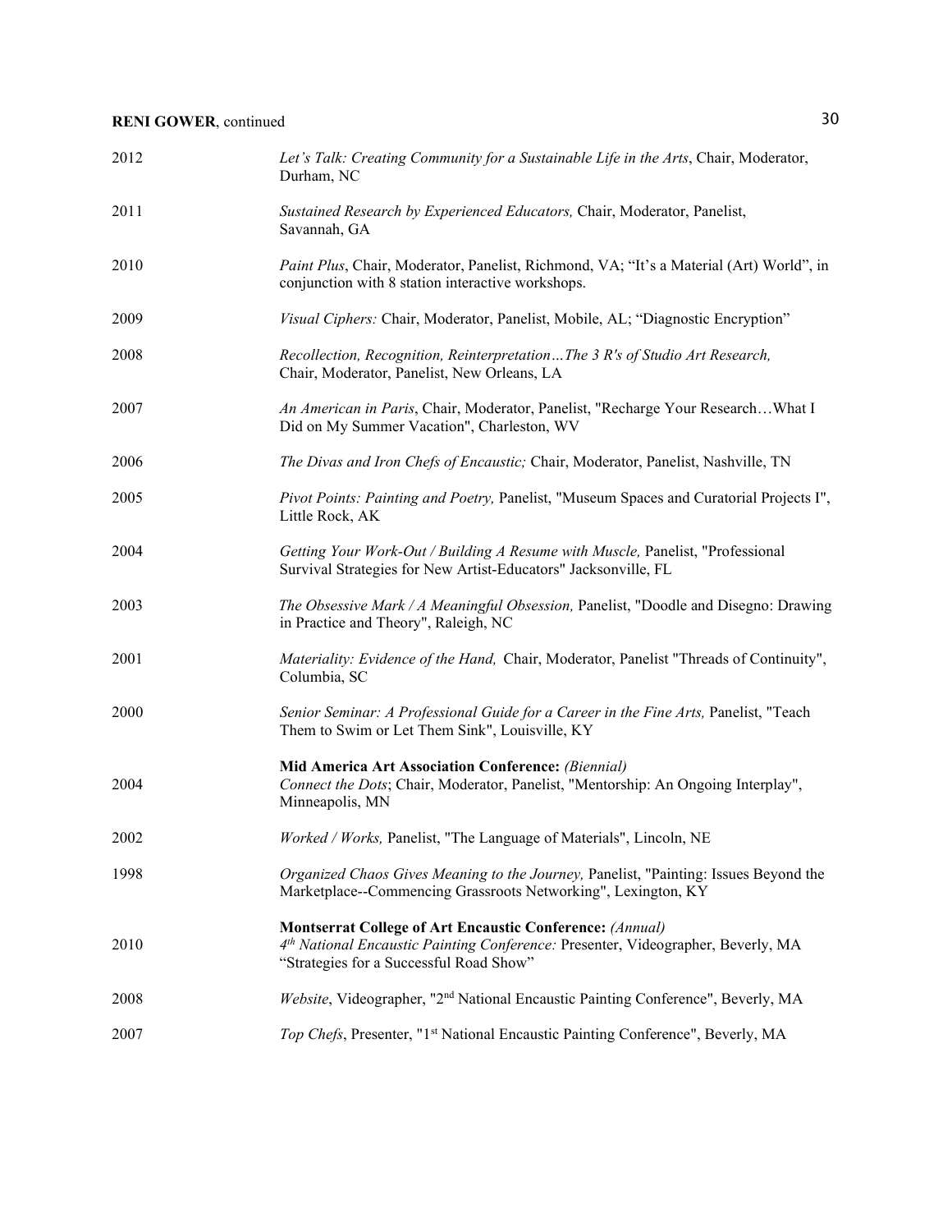2012 *Let's Talk: Creating Community for a Sustainable Life in the Arts*, Chair, Moderator, Durham, NC

2011 *Sustained Research by Experienced Educators,* Chair, Moderator, Panelist, Savannah, GA

2010 *Paint Plus*, Chair, Moderator, Panelist, Richmond, VA; "It's a Material (Art) World", in conjunction with 8 station interactive workshops.

2009 *Visual Ciphers:* Chair, Moderator, Panelist, Mobile, AL; "Diagnostic Encryption"

2008 *Recollection, Recognition, Reinterpretation…The 3 R's of Studio Art Research,* Chair, Moderator, Panelist, New Orleans, LA

2007 *An American in Paris*, Chair, Moderator, Panelist, "Recharge Your Research…What I Did on My Summer Vacation", Charleston, WV

2006 *The Divas and Iron Chefs of Encaustic;* Chair, Moderator, Panelist, Nashville, TN

2005 *Pivot Points: Painting and Poetry,* Panelist, "Museum Spaces and Curatorial Projects I", Little Rock, AK

2004 *Getting Your Work-Out / Building A Resume with Muscle,* Panelist, "Professional Survival Strategies for New Artist-Educators" Jacksonville, FL

2003 *The Obsessive Mark / A Meaningful Obsession,* Panelist, "Doodle and Disegno: Drawing in Practice and Theory", Raleigh, NC

2001 *Materiality: Evidence of the Hand,* Chair, Moderator, Panelist "Threads of Continuity", Columbia, SC

2000 *Senior Seminar: A Professional Guide for a Career in the Fine Arts,* Panelist, "Teach Them to Swim or Let Them Sink", Louisville, KY

**Mid America Art Association Conference:** *(Biennial)*

2004 *Connect the Dots*; Chair, Moderator, Panelist, "Mentorship: An Ongoing Interplay", Minneapolis, MN

2002 *Worked / Works,* Panelist, "The Language of Materials", Lincoln, NE

1998 *Organized Chaos Gives Meaning to the Journey,* Panelist, "Painting: Issues Beyond the Marketplace--Commencing Grassroots Networking", Lexington, KY

**Montserrat College of Art Encaustic Conference:** *(Annual)*

2010 *4th National Encaustic Painting Conference:* Presenter, Videographer, Beverly, MA "Strategies for a Successful Road Show"

2008 *Website*, Videographer, "2nd National Encaustic Painting Conference", Beverly, MA

2007 *Top Chefs*, Presenter, "1st National Encaustic Painting Conference", Beverly, MA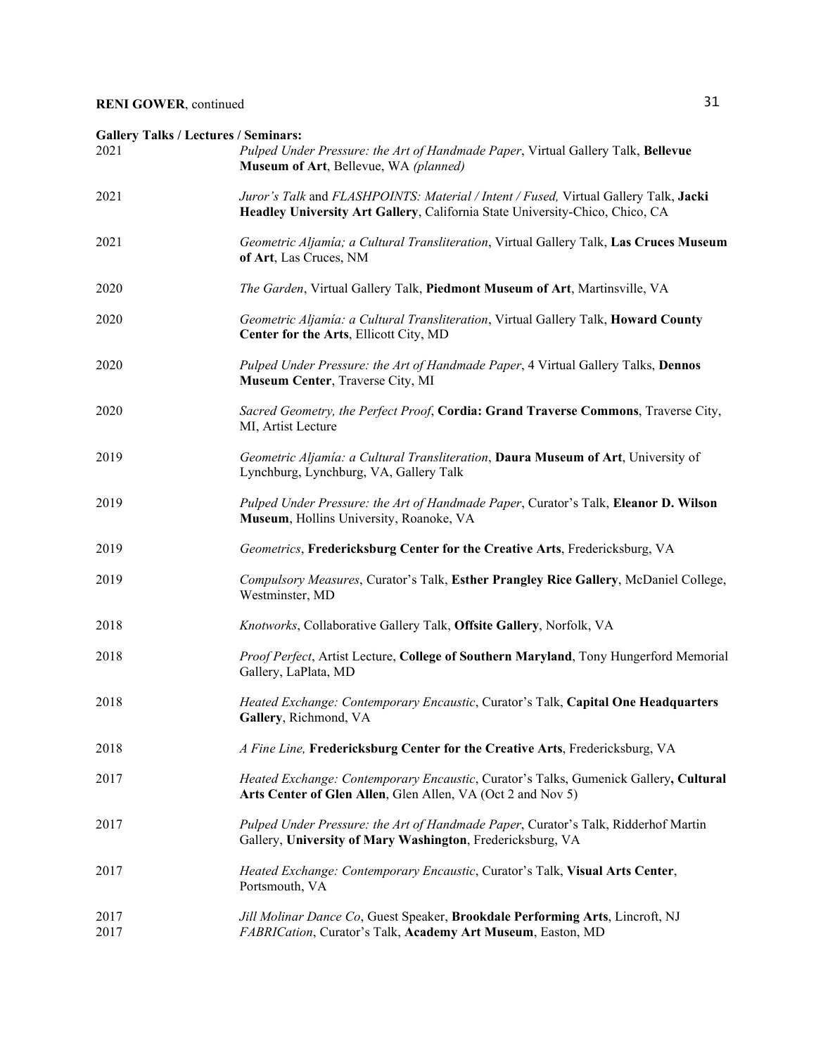**Gallery Talks / Lectures / Seminars:**

2021 *Pulped Under Pressure: the Art of Handmade Paper*, Virtual Gallery Talk, **Bellevue Museum of Art**, Bellevue, WA *(planned)*

2021 *Juror's Talk* and *FLASHPOINTS: Material / Intent / Fused,* Virtual Gallery Talk, **Jacki Headley University Art Gallery**, California State University-Chico, Chico, CA

2021 *Geometric Aljamía; a Cultural Transliteration*, Virtual Gallery Talk, **Las Cruces Museum of Art**, Las Cruces, NM

2020 *The Garden*, Virtual Gallery Talk, **Piedmont Museum of Art**, Martinsville, VA

2020 *Geometric Aljamía: a Cultural Transliteration*, Virtual Gallery Talk, **Howard County Center for the Arts**, Ellicott City, MD

2020 *Pulped Under Pressure: the Art of Handmade Paper*, 4 Virtual Gallery Talks, **Dennos Museum Center**, Traverse City, MI

2020 *Sacred Geometry, the Perfect Proof*, **Cordia: Grand Traverse Commons**, Traverse City, MI, Artist Lecture

2019 *Geometric Aljamía: a Cultural Transliteration*, **Daura Museum of Art**, University of Lynchburg, Lynchburg, VA, Gallery Talk

2019 *Pulped Under Pressure: the Art of Handmade Paper*, Curator's Talk, **Eleanor D. Wilson Museum**, Hollins University, Roanoke, VA

2019 *Geometrics*, **Fredericksburg Center for the Creative Arts**, Fredericksburg, VA

2019 *Compulsory Measures*, Curator's Talk, **Esther Prangley Rice Gallery**, McDaniel College, Westminster, MD

2018 *Knotworks*, Collaborative Gallery Talk, **Offsite Gallery**, Norfolk, VA

2018 *Proof Perfect*, Artist Lecture, **College of Southern Maryland**, Tony Hungerford Memorial Gallery, LaPlata, MD

2018 *Heated Exchange: Contemporary Encaustic*, Curator's Talk, **Capital One Headquarters Gallery**, Richmond, VA

2018 *A Fine Line,* **Fredericksburg Center for the Creative Arts**, Fredericksburg, VA

2017 *Heated Exchange: Contemporary Encaustic*, Curator's Talks, Gumenick Gallery**, Cultural Arts Center of Glen Allen**, Glen Allen, VA (Oct 2 and Nov 5)

2017 *Pulped Under Pressure: the Art of Handmade Paper*, Curator's Talk, Ridderhof Martin Gallery, **University of Mary Washington**, Fredericksburg, VA

2017 *Heated Exchange: Contemporary Encaustic*, Curator's Talk, **Visual Arts Center**, Portsmouth, VA

2017 *Jill Molinar Dance Co*, Guest Speaker, **Brookdale Performing Arts**, Lincroft, NJ

2017 *FABRICation*, Curator's Talk, **Academy Art Museum**, Easton, MD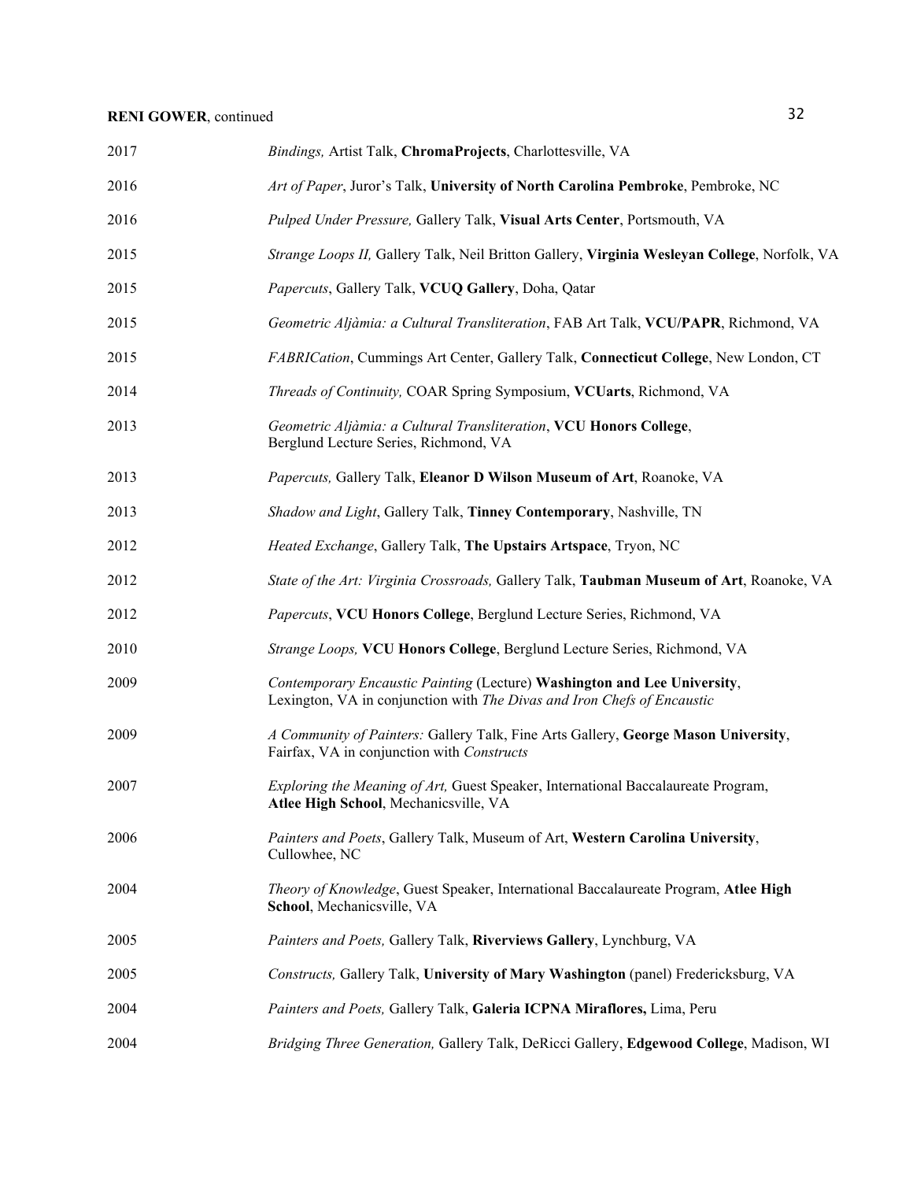| | |
|---|---|
| 2017 | *Bindings,* Artist Talk, **ChromaProjects**, Charlottesville, VA |
| 2016 | *Art of Paper*, Juror's Talk, **University of North Carolina Pembroke**, Pembroke, NC |
| 2016 | *Pulped Under Pressure,* Gallery Talk, **Visual Arts Center**, Portsmouth, VA |
| 2015 | *Strange Loops II,* Gallery Talk, Neil Britton Gallery, **Virginia Wesleyan College**, Norfolk, VA |
| 2015 | *Papercuts*, Gallery Talk, **VCUQ Gallery**, Doha, Qatar |
| 2015 | *Geometric Aljàmia: a Cultural Transliteration*, FAB Art Talk, **VCU/PAPR**, Richmond, VA |
| 2015 | *FABRICation*, Cummings Art Center, Gallery Talk, **Connecticut College**, New London, CT |
| 2014 | *Threads of Continuity,* COAR Spring Symposium, **VCUarts**, Richmond, VA |
| 2013 | *Geometric Aljàmia: a Cultural Transliteration*, **VCU Honors College**, Berglund Lecture Series, Richmond, VA |
| 2013 | *Papercuts,* Gallery Talk, **Eleanor D Wilson Museum of Art**, Roanoke, VA |
| 2013 | *Shadow and Light*, Gallery Talk, **Tinney Contemporary**, Nashville, TN |
| 2012 | *Heated Exchange*, Gallery Talk, **The Upstairs Artspace**, Tryon, NC |
| 2012 | *State of the Art: Virginia Crossroads,* Gallery Talk, **Taubman Museum of Art**, Roanoke, VA |
| 2012 | *Papercuts*, **VCU Honors College**, Berglund Lecture Series, Richmond, VA |
| 2010 | *Strange Loops,* **VCU Honors College**, Berglund Lecture Series, Richmond, VA |
| 2009 | *Contemporary Encaustic Painting* (Lecture) **Washington and Lee University**, Lexington, VA in conjunction with *The Divas and Iron Chefs of Encaustic* |
| 2009 | *A Community of Painters:* Gallery Talk, Fine Arts Gallery, **George Mason University**, Fairfax, VA in conjunction with *Constructs* |
| 2007 | *Exploring the Meaning of Art,* Guest Speaker, International Baccalaureate Program, **Atlee High School**, Mechanicsville, VA |
| 2006 | *Painters and Poets*, Gallery Talk, Museum of Art, **Western Carolina University**, Cullowhee, NC |
| 2004 | *Theory of Knowledge*, Guest Speaker, International Baccalaureate Program, **Atlee High School**, Mechanicsville, VA |
| 2005 | *Painters and Poets,* Gallery Talk, **Riverviews Gallery**, Lynchburg, VA |
| 2005 | *Constructs,* Gallery Talk, **University of Mary Washington** (panel) Fredericksburg, VA |
| 2004 | *Painters and Poets,* Gallery Talk, **Galeria ICPNA Miraflores,** Lima, Peru |
| 2004 | *Bridging Three Generation,* Gallery Talk, DeRicci Gallery, **Edgewood College**, Madison, WI |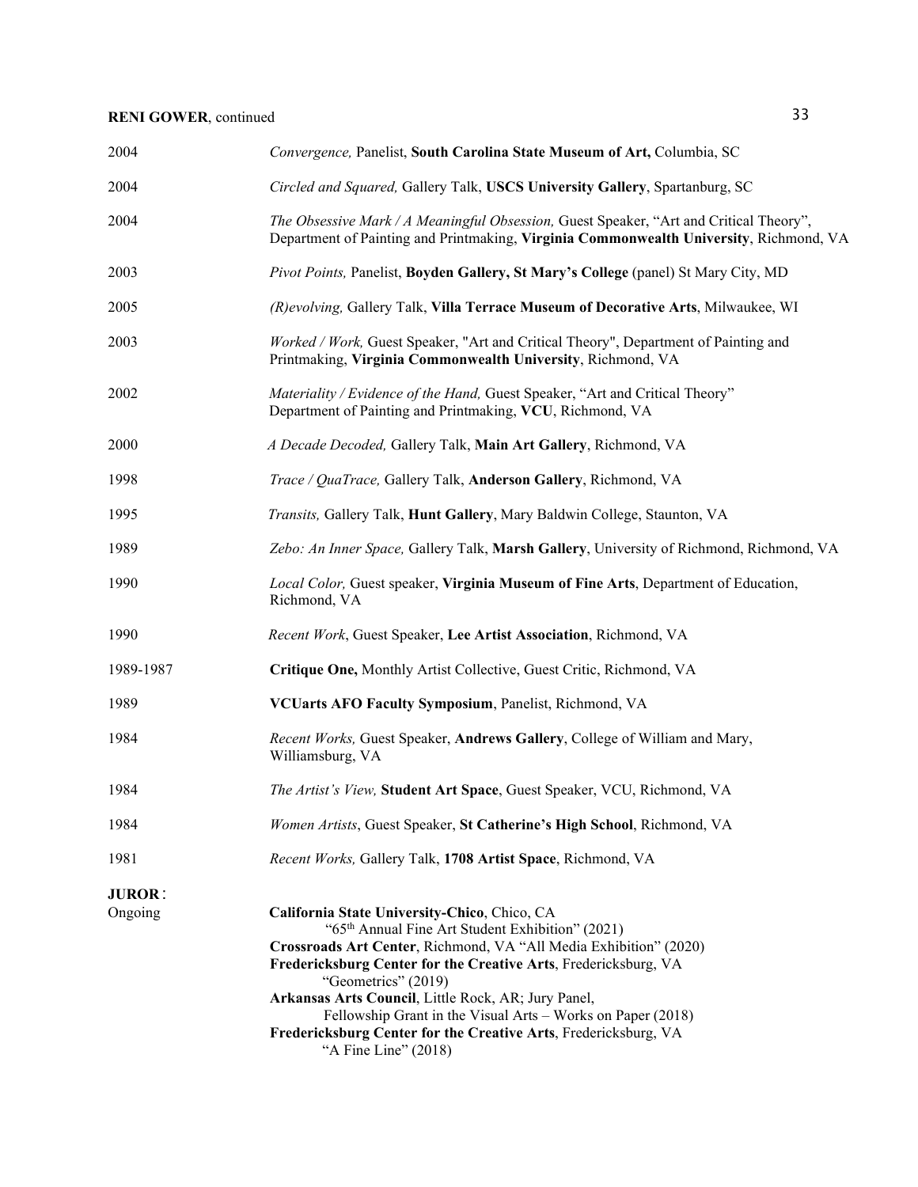2004 *Convergence,* Panelist, **South Carolina State Museum of Art,** Columbia, SC

2004 *Circled and Squared,* Gallery Talk, **USCS University Gallery**, Spartanburg, SC

2004 *The Obsessive Mark / A Meaningful Obsession,* Guest Speaker, "Art and Critical Theory", Department of Painting and Printmaking, **Virginia Commonwealth University**, Richmond, VA

2003 *Pivot Points,* Panelist, **Boyden Gallery, St Mary's College** (panel) St Mary City, MD

2005 *(R)evolving,* Gallery Talk, **Villa Terrace Museum of Decorative Arts**, Milwaukee, WI

2003 *Worked / Work,* Guest Speaker, "Art and Critical Theory", Department of Painting and Printmaking, **Virginia Commonwealth University**, Richmond, VA

2002 *Materiality / Evidence of the Hand,* Guest Speaker, "Art and Critical Theory" Department of Painting and Printmaking, **VCU**, Richmond, VA

2000 *A Decade Decoded,* Gallery Talk, **Main Art Gallery**, Richmond, VA

1998 *Trace / QuaTrace,* Gallery Talk, **Anderson Gallery**, Richmond, VA

1995 *Transits,* Gallery Talk, **Hunt Gallery**, Mary Baldwin College, Staunton, VA

1989 *Zebo: An Inner Space,* Gallery Talk, **Marsh Gallery**, University of Richmond, Richmond, VA

1990 *Local Color,* Guest speaker, **Virginia Museum of Fine Arts**, Department of Education, Richmond, VA

1990 *Recent Work*, Guest Speaker, **Lee Artist Association**, Richmond, VA

1989-1987 **Critique One,** Monthly Artist Collective, Guest Critic, Richmond, VA

1989 **VCUarts AFO Faculty Symposium**, Panelist, Richmond, VA

1984 *Recent Works,* Guest Speaker, **Andrews Gallery**, College of William and Mary, Williamsburg, VA

1984 *The Artist's View,* **Student Art Space**, Guest Speaker, VCU, Richmond, VA

1984 *Women Artists*, Guest Speaker, **St Catherine's High School**, Richmond, VA

1981 *Recent Works,* Gallery Talk, **1708 Artist Space**, Richmond, VA

**JUROR**:

Ongoing

**California State University-Chico**, Chico, CA
"65th Annual Fine Art Student Exhibition" (2021)
**Crossroads Art Center**, Richmond, VA "All Media Exhibition" (2020)
**Fredericksburg Center for the Creative Arts**, Fredericksburg, VA
"Geometrics" (2019)
**Arkansas Arts Council**, Little Rock, AR; Jury Panel,
Fellowship Grant in the Visual Arts – Works on Paper (2018)
**Fredericksburg Center for the Creative Arts**, Fredericksburg, VA
"A Fine Line" (2018)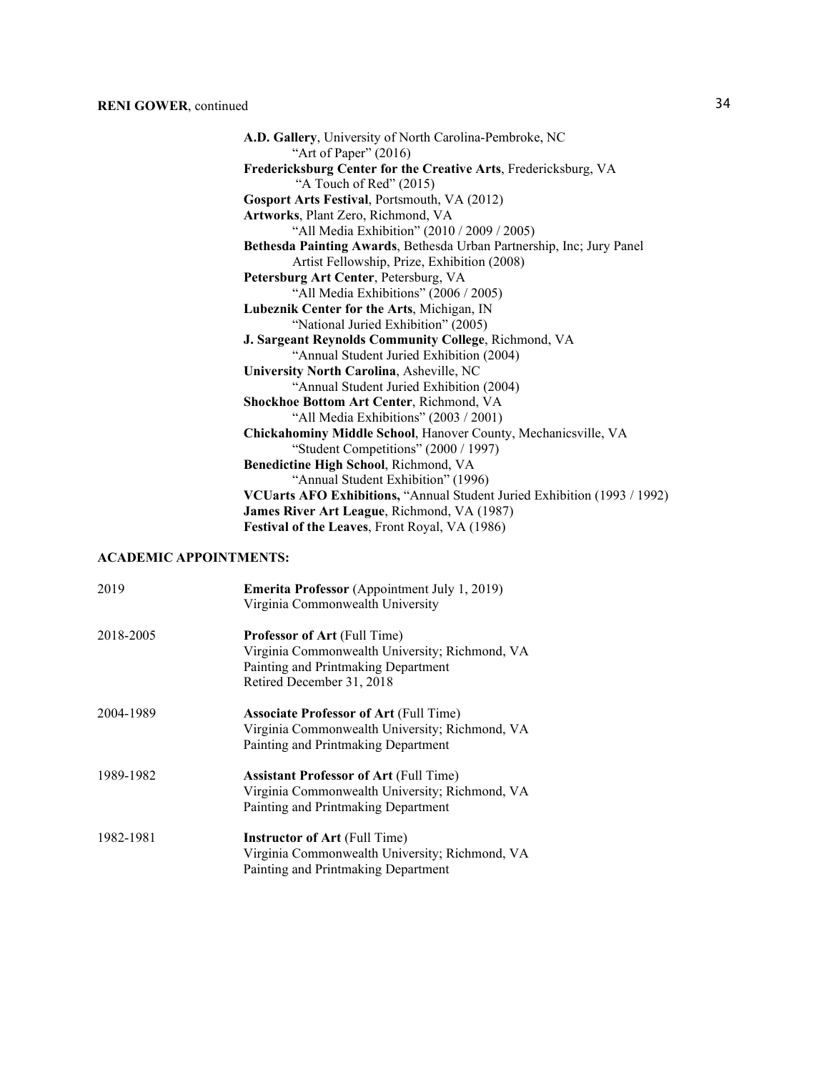**A.D. Gallery**, University of North Carolina-Pembroke, NC
"Art of Paper" (2016)

**Fredericksburg Center for the Creative Arts**, Fredericksburg, VA
"A Touch of Red" (2015)

**Gosport Arts Festival**, Portsmouth, VA (2012)

**Artworks**, Plant Zero, Richmond, VA
"All Media Exhibition" (2010 / 2009 / 2005)

**Bethesda Painting Awards**, Bethesda Urban Partnership, Inc; Jury Panel
Artist Fellowship, Prize, Exhibition (2008)

**Petersburg Art Center**, Petersburg, VA
"All Media Exhibitions" (2006 / 2005)

**Lubeznik Center for the Arts**, Michigan, IN
"National Juried Exhibition" (2005)

**J. Sargeant Reynolds Community College**, Richmond, VA
"Annual Student Juried Exhibition (2004)

**University North Carolina**, Asheville, NC
"Annual Student Juried Exhibition (2004)

**Shockhoe Bottom Art Center**, Richmond, VA
"All Media Exhibitions" (2003 / 2001)

**Chickahominy Middle School**, Hanover County, Mechanicsville, VA
"Student Competitions" (2000 / 1997)

**Benedictine High School**, Richmond, VA
"Annual Student Exhibition" (1996)

**VCUarts AFO Exhibitions,** "Annual Student Juried Exhibition (1993 / 1992)

**James River Art League**, Richmond, VA (1987)

**Festival of the Leaves**, Front Royal, VA (1986)

## ACADEMIC APPOINTMENTS:

2019 — **Emerita Professor** (Appointment July 1, 2019)
Virginia Commonwealth University

2018-2005 — **Professor of Art** (Full Time)
Virginia Commonwealth University; Richmond, VA
Painting and Printmaking Department
Retired December 31, 2018

2004-1989 — **Associate Professor of Art** (Full Time)
Virginia Commonwealth University; Richmond, VA
Painting and Printmaking Department

1989-1982 — **Assistant Professor of Art** (Full Time)
Virginia Commonwealth University; Richmond, VA
Painting and Printmaking Department

1982-1981 — **Instructor of Art** (Full Time)
Virginia Commonwealth University; Richmond, VA
Painting and Printmaking Department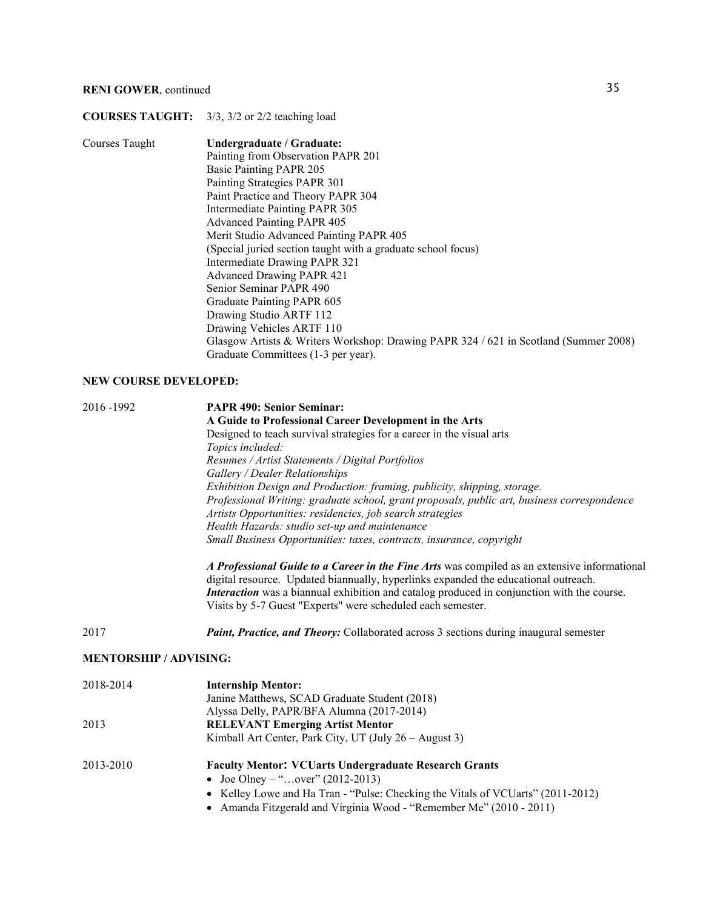**COURSES TAUGHT:** 3/3, 3/2 or 2/2 teaching load

Courses Taught

**Undergraduate / Graduate:**
Painting from Observation PAPR 201
Basic Painting PAPR 205
Painting Strategies PAPR 301
Paint Practice and Theory PAPR 304
Intermediate Painting PAPR 305
Advanced Painting PAPR 405
Merit Studio Advanced Painting PAPR 405
(Special juried section taught with a graduate school focus)
Intermediate Drawing PAPR 321
Advanced Drawing PAPR 421
Senior Seminar PAPR 490
Graduate Painting PAPR 605
Drawing Studio ARTF 112
Drawing Vehicles ARTF 110
Glasgow Artists & Writers Workshop: Drawing PAPR 324 / 621 in Scotland (Summer 2008)
Graduate Committees (1-3 per year).

**NEW COURSE DEVELOPED:**

2016 -1992

**PAPR 490: Senior Seminar:**
**A Guide to Professional Career Development in the Arts**
Designed to teach survival strategies for a career in the visual arts
*Topics included:*
*Resumes / Artist Statements / Digital Portfolios*
*Gallery / Dealer Relationships*
*Exhibition Design and Production: framing, publicity, shipping, storage.*
*Professional Writing: graduate school, grant proposals, public art, business correspondence*
*Artists Opportunities: residencies, job search strategies*
*Health Hazards: studio set-up and maintenance*
*Small Business Opportunities: taxes, contracts, insurance, copyright*

***A Professional Guide to a Career in the Fine Arts*** was compiled as an extensive informational digital resource. Updated biannually, hyperlinks expanded the educational outreach.
***Interaction*** was a biannual exhibition and catalog produced in conjunction with the course.
Visits by 5-7 Guest "Experts" were scheduled each semester.

2017

***Paint, Practice, and Theory:*** Collaborated across 3 sections during inaugural semester

**MENTORSHIP / ADVISING:**

2018-2014

**Internship Mentor:**
Janine Matthews, SCAD Graduate Student (2018)
Alyssa Delly, PAPR/BFA Alumna (2017-2014)

2013

**RELEVANT Emerging Artist Mentor**
Kimball Art Center, Park City, UT (July 26 – August 3)

2013-2010

**Faculty Mentor: VCUarts Undergraduate Research Grants**

- Joe Olney – "…over" (2012-2013)
- Kelley Lowe and Ha Tran - "Pulse: Checking the Vitals of VCUarts" (2011-2012)
- Amanda Fitzgerald and Virginia Wood - "Remember Me" (2010 - 2011)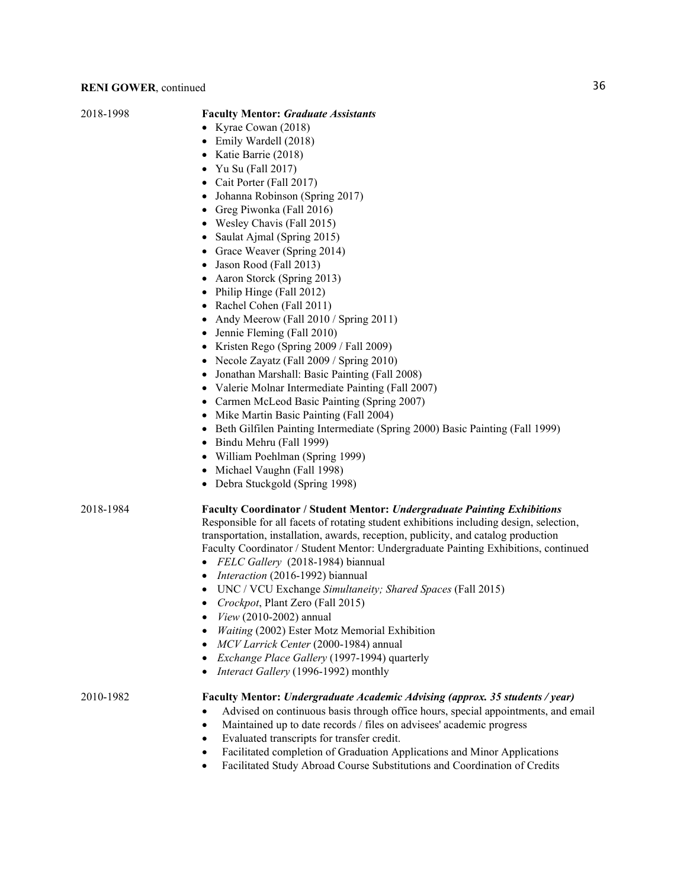2018-1998

**Faculty Mentor: *Graduate Assistants***

- Kyrae Cowan (2018)
- Emily Wardell (2018)
- Katie Barrie (2018)
- Yu Su (Fall 2017)
- Cait Porter (Fall 2017)
- Johanna Robinson (Spring 2017)
- Greg Piwonka (Fall 2016)
- Wesley Chavis (Fall 2015)
- Saulat Ajmal (Spring 2015)
- Grace Weaver (Spring 2014)
- Jason Rood (Fall 2013)
- Aaron Storck (Spring 2013)
- Philip Hinge (Fall 2012)
- Rachel Cohen (Fall 2011)
- Andy Meerow (Fall 2010 / Spring 2011)
- Jennie Fleming (Fall 2010)
- Kristen Rego (Spring 2009 / Fall 2009)
- Necole Zayatz (Fall 2009 / Spring 2010)
- Jonathan Marshall: Basic Painting (Fall 2008)
- Valerie Molnar Intermediate Painting (Fall 2007)
- Carmen McLeod Basic Painting (Spring 2007)
- Mike Martin Basic Painting (Fall 2004)
- Beth Gilfilen Painting Intermediate (Spring 2000) Basic Painting (Fall 1999)
- Bindu Mehru (Fall 1999)
- William Poehlman (Spring 1999)
- Michael Vaughn (Fall 1998)
- Debra Stuckgold (Spring 1998)

2018-1984

**Faculty Coordinator / Student Mentor: *Undergraduate Painting Exhibitions***

Responsible for all facets of rotating student exhibitions including design, selection, transportation, installation, awards, reception, publicity, and catalog production

Faculty Coordinator / Student Mentor: Undergraduate Painting Exhibitions, continued

- *FELC Gallery* (2018-1984) biannual
- *Interaction* (2016-1992) biannual
- UNC / VCU Exchange *Simultaneity; Shared Spaces* (Fall 2015)
- *Crockpot*, Plant Zero (Fall 2015)
- *View* (2010-2002) annual
- *Waiting* (2002) Ester Motz Memorial Exhibition
- *MCV Larrick Center* (2000-1984) annual
- *Exchange Place Gallery* (1997-1994) quarterly
- *Interact Gallery* (1996-1992) monthly

2010-1982

**Faculty Mentor: *Undergraduate Academic Advising (approx. 35 students / year)***

- Advised on continuous basis through office hours, special appointments, and email
- Maintained up to date records / files on advisees' academic progress
- Evaluated transcripts for transfer credit.
- Facilitated completion of Graduation Applications and Minor Applications
- Facilitated Study Abroad Course Substitutions and Coordination of Credits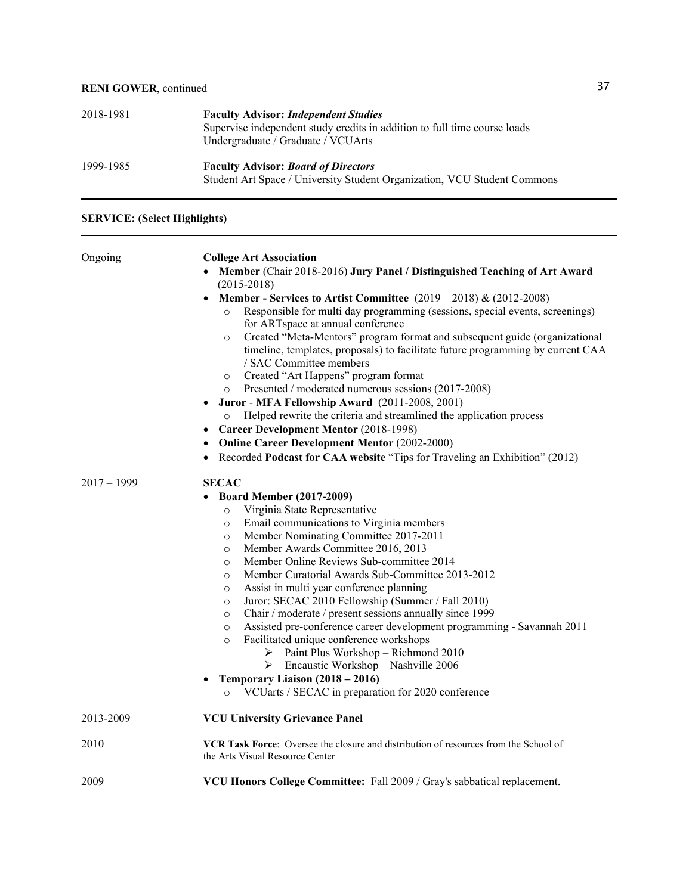| | |
|---|---|
| 2018-1981 | **Faculty Advisor: *Independent Studies***<br>Supervise independent study credits in addition to full time course loads<br>Undergraduate / Graduate / VCUArts |
| 1999-1985 | **Faculty Advisor: *Board of Directors***<br>Student Art Space / University Student Organization, VCU Student Commons |

---

**SERVICE: (Select Highlights)**

---

**Ongoing** — **College Art Association**

- **Member** (Chair 2018-2016) **Jury Panel / Distinguished Teaching of Art Award** (2015-2018)
- **Member - Services to Artist Committee** (2019 – 2018) & (2012-2008)
  - Responsible for multi day programming (sessions, special events, screenings) for ARTspace at annual conference
  - Created "Meta-Mentors" program format and subsequent guide (organizational timeline, templates, proposals) to facilitate future programming by current CAA / SAC Committee members
  - Created "Art Happens" program format
  - Presented / moderated numerous sessions (2017-2008)
- **Juror** - **MFA Fellowship Award** (2011-2008, 2001)
  - Helped rewrite the criteria and streamlined the application process
- **Career Development Mentor** (2018-1998)
- **Online Career Development Mentor** (2002-2000)
- Recorded **Podcast for CAA website** "Tips for Traveling an Exhibition" (2012)

**2017 – 1999** — **SECAC**

- **Board Member (2017-2009)**
  - Virginia State Representative
  - Email communications to Virginia members
  - Member Nominating Committee 2017-2011
  - Member Awards Committee 2016, 2013
  - Member Online Reviews Sub-committee 2014
  - Member Curatorial Awards Sub-Committee 2013-2012
  - Assist in multi year conference planning
  - Juror: SECAC 2010 Fellowship (Summer / Fall 2010)
  - Chair / moderate / present sessions annually since 1999
  - Assisted pre-conference career development programming - Savannah 2011
  - Facilitated unique conference workshops
    - Paint Plus Workshop – Richmond 2010
    - Encaustic Workshop – Nashville 2006
- **Temporary Liaison (2018 – 2016)**
  - VCUarts / SECAC in preparation for 2020 conference

| | |
|---|---|
| 2013-2009 | **VCU University Grievance Panel** |
| 2010 | **VCR Task Force**: Oversee the closure and distribution of resources from the School of the Arts Visual Resource Center |
| 2009 | **VCU Honors College Committee:** Fall 2009 / Gray's sabbatical replacement. |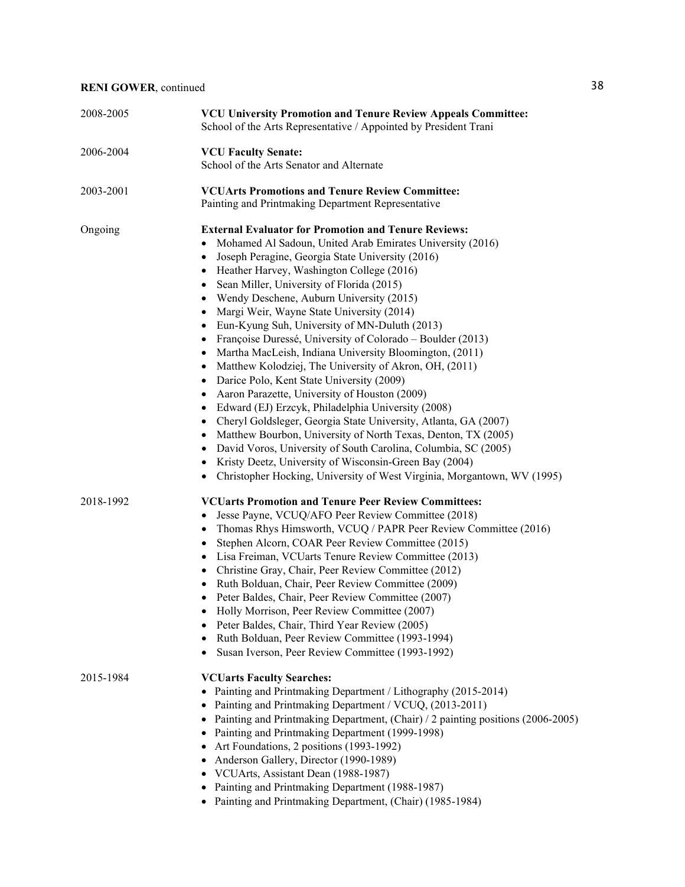2008-2005 **VCU University Promotion and Tenure Review Appeals Committee:**
School of the Arts Representative / Appointed by President Trani

2006-2004 **VCU Faculty Senate:**
School of the Arts Senator and Alternate

2003-2001 **VCUArts Promotions and Tenure Review Committee:**
Painting and Printmaking Department Representative

Ongoing **External Evaluator for Promotion and Tenure Reviews:**

- Mohamed Al Sadoun, United Arab Emirates University (2016)
- Joseph Peragine, Georgia State University (2016)
- Heather Harvey, Washington College (2016)
- Sean Miller, University of Florida (2015)
- Wendy Deschene, Auburn University (2015)
- Margi Weir, Wayne State University (2014)
- Eun-Kyung Suh, University of MN-Duluth (2013)
- Françoise Duressé, University of Colorado – Boulder (2013)
- Martha MacLeish, Indiana University Bloomington, (2011)
- Matthew Kolodziej, The University of Akron, OH, (2011)
- Darice Polo, Kent State University (2009)
- Aaron Parazette, University of Houston (2009)
- Edward (EJ) Erzcyk, Philadelphia University (2008)
- Cheryl Goldsleger, Georgia State University, Atlanta, GA (2007)
- Matthew Bourbon, University of North Texas, Denton, TX (2005)
- David Voros, University of South Carolina, Columbia, SC (2005)
- Kristy Deetz, University of Wisconsin-Green Bay (2004)
- Christopher Hocking, University of West Virginia, Morgantown, WV (1995)

2018-1992 **VCUarts Promotion and Tenure Peer Review Committees:**

- Jesse Payne, VCUQ/AFO Peer Review Committee (2018)
- Thomas Rhys Himsworth, VCUQ / PAPR Peer Review Committee (2016)
- Stephen Alcorn, COAR Peer Review Committee (2015)
- Lisa Freiman, VCUarts Tenure Review Committee (2013)
- Christine Gray, Chair, Peer Review Committee (2012)
- Ruth Bolduan, Chair, Peer Review Committee (2009)
- Peter Baldes, Chair, Peer Review Committee (2007)
- Holly Morrison, Peer Review Committee (2007)
- Peter Baldes, Chair, Third Year Review (2005)
- Ruth Bolduan, Peer Review Committee (1993-1994)
- Susan Iverson, Peer Review Committee (1993-1992)

2015-1984 **VCUarts Faculty Searches:**

- Painting and Printmaking Department / Lithography (2015-2014)
- Painting and Printmaking Department / VCUQ, (2013-2011)
- Painting and Printmaking Department, (Chair) / 2 painting positions (2006-2005)
- Painting and Printmaking Department (1999-1998)
- Art Foundations, 2 positions (1993-1992)
- Anderson Gallery, Director (1990-1989)
- VCUArts, Assistant Dean (1988-1987)
- Painting and Printmaking Department (1988-1987)
- Painting and Printmaking Department, (Chair) (1985-1984)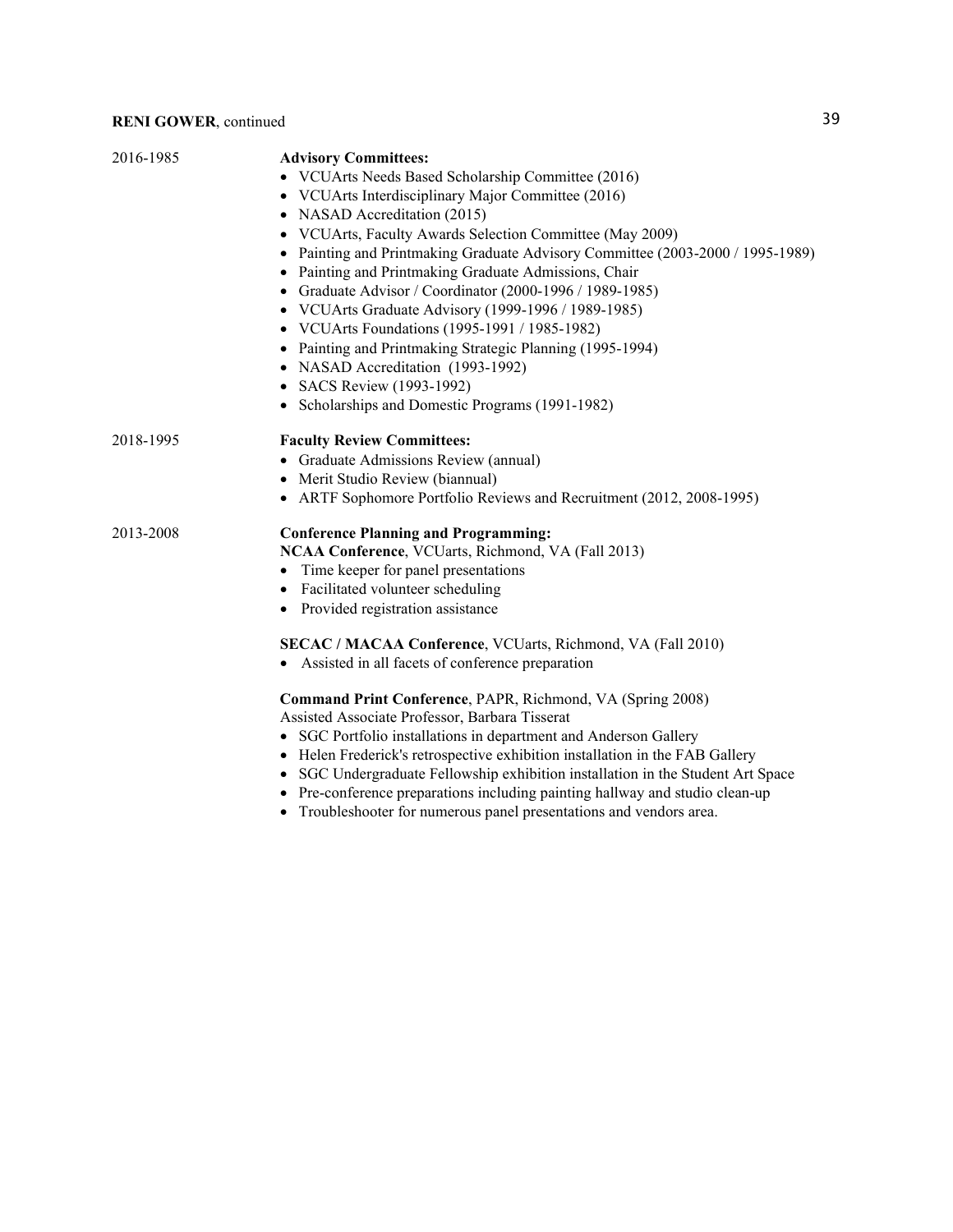2016-1985 **Advisory Committees:**

- VCUArts Needs Based Scholarship Committee (2016)
- VCUArts Interdisciplinary Major Committee (2016)
- NASAD Accreditation (2015)
- VCUArts, Faculty Awards Selection Committee (May 2009)
- Painting and Printmaking Graduate Advisory Committee (2003-2000 / 1995-1989)
- Painting and Printmaking Graduate Admissions, Chair
- Graduate Advisor / Coordinator (2000-1996 / 1989-1985)
- VCUArts Graduate Advisory (1999-1996 / 1989-1985)
- VCUArts Foundations (1995-1991 / 1985-1982)
- Painting and Printmaking Strategic Planning (1995-1994)
- NASAD Accreditation (1993-1992)
- SACS Review (1993-1992)
- Scholarships and Domestic Programs (1991-1982)

2018-1995 **Faculty Review Committees:**

- Graduate Admissions Review (annual)
- Merit Studio Review (biannual)
- ARTF Sophomore Portfolio Reviews and Recruitment (2012, 2008-1995)

2013-2008 **Conference Planning and Programming:**

**NCAA Conference**, VCUarts, Richmond, VA (Fall 2013)

- Time keeper for panel presentations
- Facilitated volunteer scheduling
- Provided registration assistance

**SECAC / MACAA Conference**, VCUarts, Richmond, VA (Fall 2010)

- Assisted in all facets of conference preparation

**Command Print Conference**, PAPR, Richmond, VA (Spring 2008)
Assisted Associate Professor, Barbara Tisserat

- SGC Portfolio installations in department and Anderson Gallery
- Helen Frederick's retrospective exhibition installation in the FAB Gallery
- SGC Undergraduate Fellowship exhibition installation in the Student Art Space
- Pre-conference preparations including painting hallway and studio clean-up
- Troubleshooter for numerous panel presentations and vendors area.